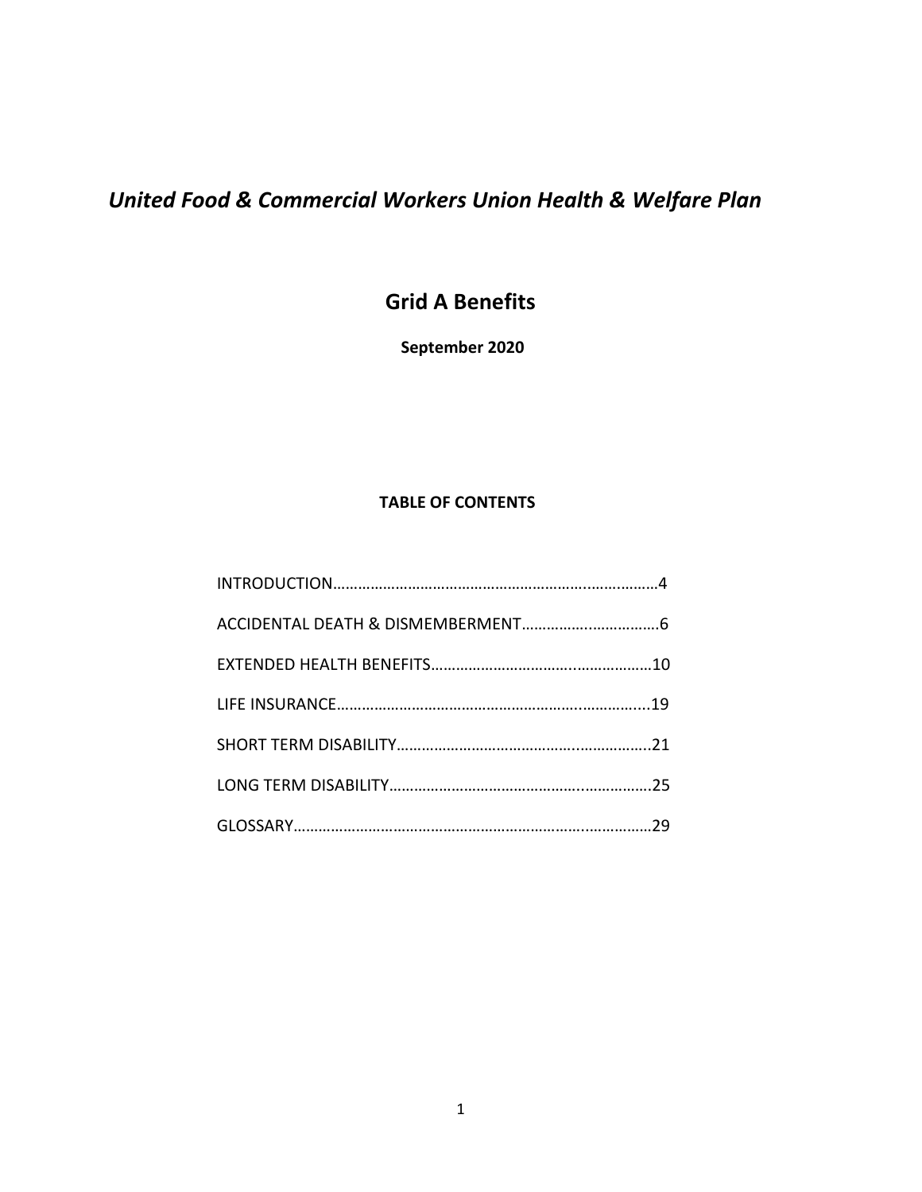# *United Food & Commercial Workers Union Health & Welfare Plan*

## Grid A Benefits

**September 2020**

**TABLE OF CONTENTS**

INTRODUCTION……………………………………………………………..……..………4

ACCIDENTAL DEATH & DISMEMBERMENT…………….…..………..…….6

EXTENDED HEALTH BENEFITS……………………………….…..……………10

LIFE INSURANCE……………………………………………………….…..…….…....19

SHORT TERM DISABILITY………………………………………….……………...21

LONG TERM DISABILITY…………………………………………..……………….25

GLOSSARY………………………………………………………………….…….………29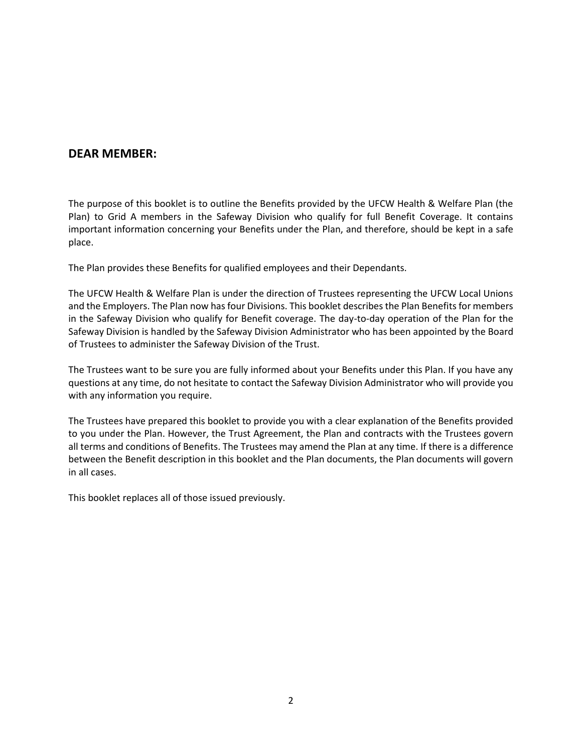## DEAR MEMBER:

The purpose of this booklet is to outline the Benefits provided by the UFCW Health & Welfare Plan (the Plan) to Grid A members in the Safeway Division who qualify for full Benefit Coverage. It contains important information concerning your Benefits under the Plan, and therefore, should be kept in a safe place.

The Plan provides these Benefits for qualified employees and their Dependants.

The UFCW Health & Welfare Plan is under the direction of Trustees representing the UFCW Local Unions and the Employers. The Plan now has four Divisions. This booklet describes the Plan Benefits for members in the Safeway Division who qualify for Benefit coverage. The day-to-day operation of the Plan for the Safeway Division is handled by the Safeway Division Administrator who has been appointed by the Board of Trustees to administer the Safeway Division of the Trust.

The Trustees want to be sure you are fully informed about your Benefits under this Plan. If you have any questions at any time, do not hesitate to contact the Safeway Division Administrator who will provide you with any information you require.

The Trustees have prepared this booklet to provide you with a clear explanation of the Benefits provided to you under the Plan. However, the Trust Agreement, the Plan and contracts with the Trustees govern all terms and conditions of Benefits. The Trustees may amend the Plan at any time. If there is a difference between the Benefit description in this booklet and the Plan documents, the Plan documents will govern in all cases.

This booklet replaces all of those issued previously.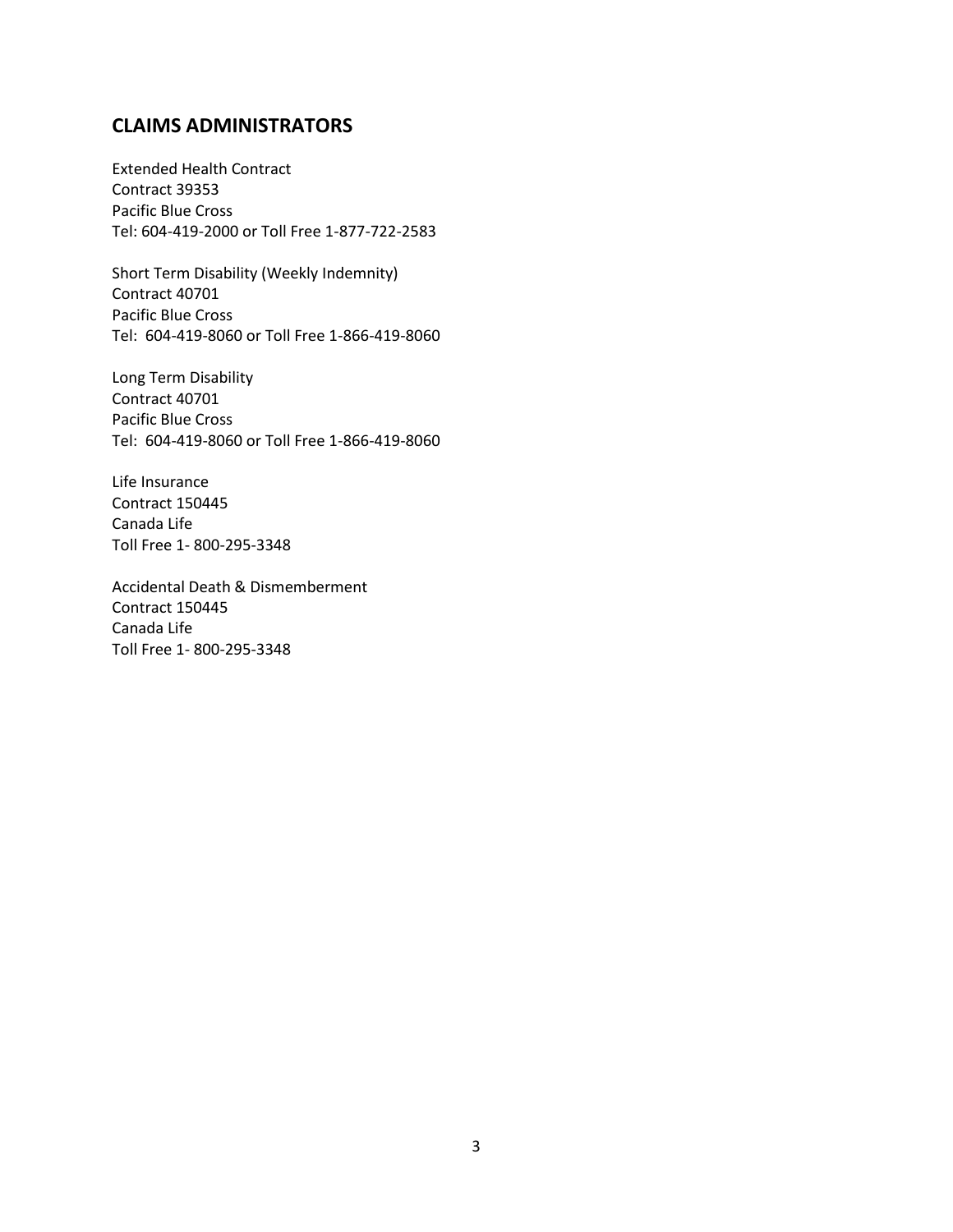## CLAIMS ADMINISTRATORS

Extended Health Contract
Contract 39353
Pacific Blue Cross
Tel: 604-419-2000 or Toll Free 1-877-722-2583

Short Term Disability (Weekly Indemnity)
Contract 40701
Pacific Blue Cross
Tel: 604-419-8060 or Toll Free 1-866-419-8060

Long Term Disability
Contract 40701
Pacific Blue Cross
Tel: 604-419-8060 or Toll Free 1-866-419-8060

Life Insurance
Contract 150445
Canada Life
Toll Free 1- 800-295-3348

Accidental Death & Dismemberment
Contract 150445
Canada Life
Toll Free 1- 800-295-3348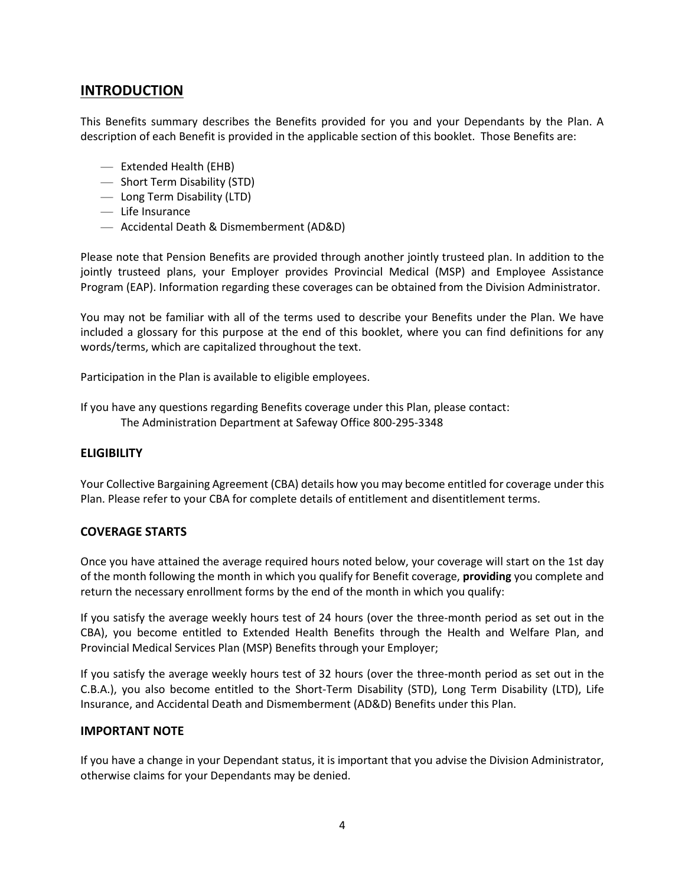## INTRODUCTION

This Benefits summary describes the Benefits provided for you and your Dependants by the Plan. A description of each Benefit is provided in the applicable section of this booklet. Those Benefits are:

- Extended Health (EHB)
- Short Term Disability (STD)
- Long Term Disability (LTD)
- Life Insurance
- Accidental Death & Dismemberment (AD&D)

Please note that Pension Benefits are provided through another jointly trusteed plan. In addition to the jointly trusteed plans, your Employer provides Provincial Medical (MSP) and Employee Assistance Program (EAP). Information regarding these coverages can be obtained from the Division Administrator.

You may not be familiar with all of the terms used to describe your Benefits under the Plan. We have included a glossary for this purpose at the end of this booklet, where you can find definitions for any words/terms, which are capitalized throughout the text.

Participation in the Plan is available to eligible employees.

If you have any questions regarding Benefits coverage under this Plan, please contact:
The Administration Department at Safeway Office 800-295-3348

### ELIGIBILITY

Your Collective Bargaining Agreement (CBA) details how you may become entitled for coverage under this Plan. Please refer to your CBA for complete details of entitlement and disentitlement terms.

### COVERAGE STARTS

Once you have attained the average required hours noted below, your coverage will start on the 1st day of the month following the month in which you qualify for Benefit coverage, **providing** you complete and return the necessary enrollment forms by the end of the month in which you qualify:

If you satisfy the average weekly hours test of 24 hours (over the three-month period as set out in the CBA), you become entitled to Extended Health Benefits through the Health and Welfare Plan, and Provincial Medical Services Plan (MSP) Benefits through your Employer;

If you satisfy the average weekly hours test of 32 hours (over the three-month period as set out in the C.B.A.), you also become entitled to the Short-Term Disability (STD), Long Term Disability (LTD), Life Insurance, and Accidental Death and Dismemberment (AD&D) Benefits under this Plan.

### IMPORTANT NOTE

If you have a change in your Dependant status, it is important that you advise the Division Administrator, otherwise claims for your Dependants may be denied.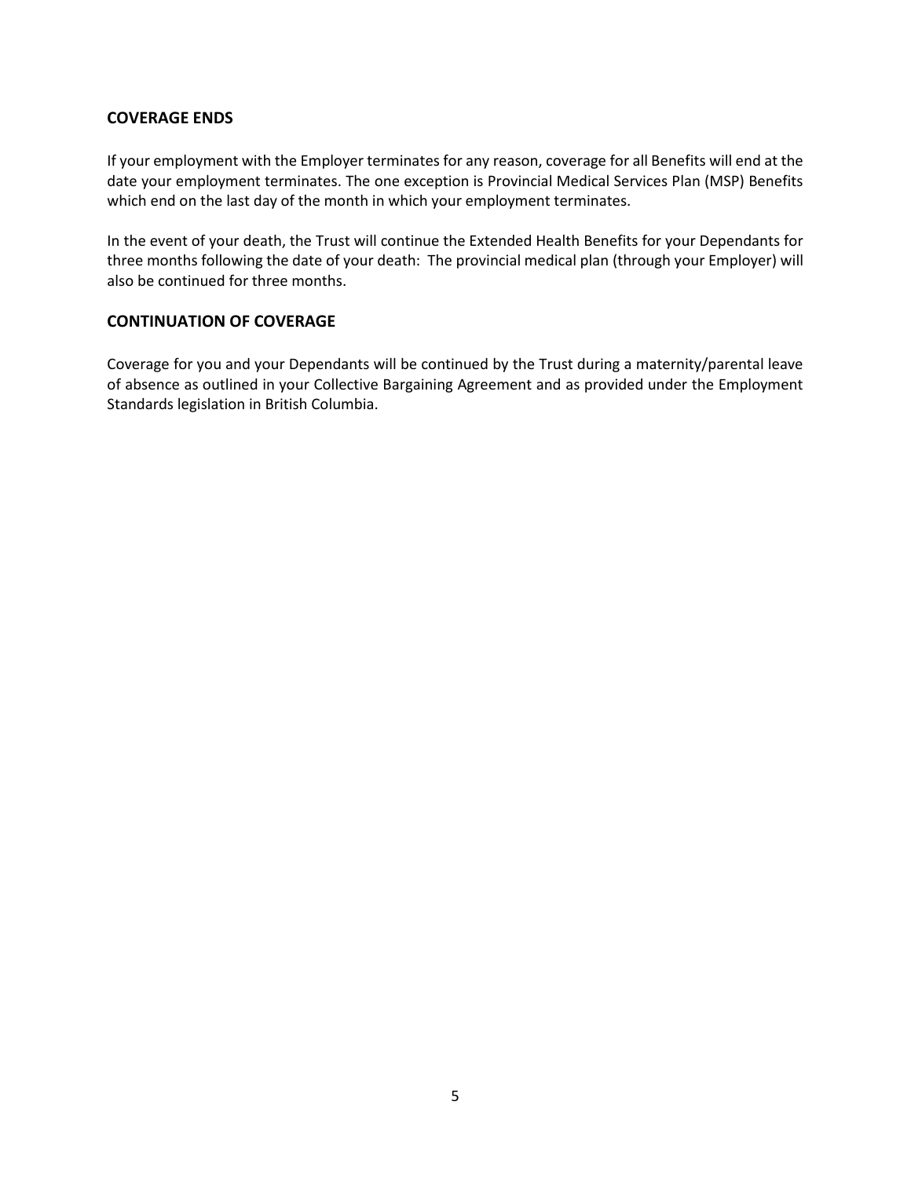## COVERAGE ENDS

If your employment with the Employer terminates for any reason, coverage for all Benefits will end at the date your employment terminates. The one exception is Provincial Medical Services Plan (MSP) Benefits which end on the last day of the month in which your employment terminates.

In the event of your death, the Trust will continue the Extended Health Benefits for your Dependants for three months following the date of your death: The provincial medical plan (through your Employer) will also be continued for three months.

## CONTINUATION OF COVERAGE

Coverage for you and your Dependants will be continued by the Trust during a maternity/parental leave of absence as outlined in your Collective Bargaining Agreement and as provided under the Employment Standards legislation in British Columbia.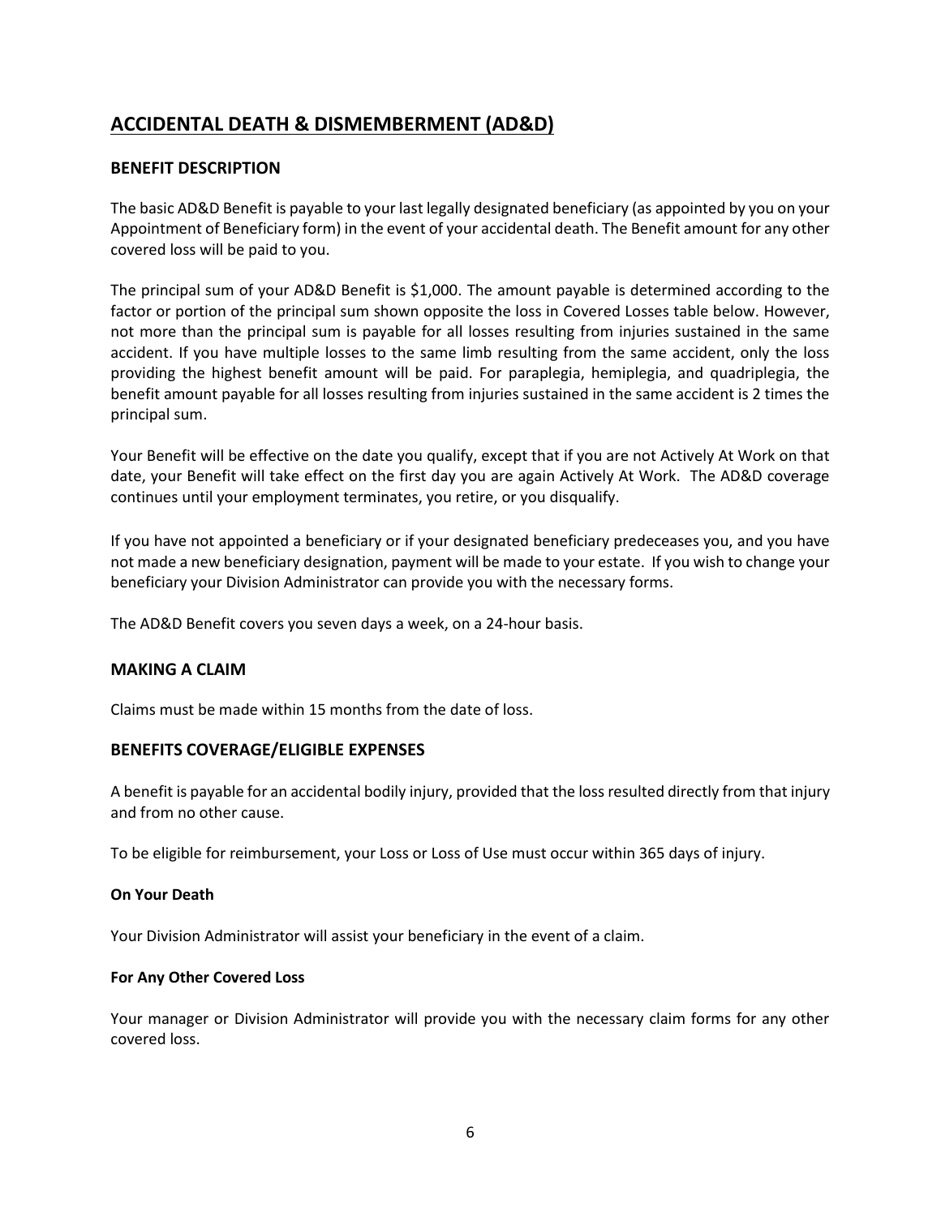## ACCIDENTAL DEATH & DISMEMBERMENT (AD&D)

### BENEFIT DESCRIPTION

The basic AD&D Benefit is payable to your last legally designated beneficiary (as appointed by you on your Appointment of Beneficiary form) in the event of your accidental death. The Benefit amount for any other covered loss will be paid to you.

The principal sum of your AD&D Benefit is $1,000. The amount payable is determined according to the factor or portion of the principal sum shown opposite the loss in Covered Losses table below. However, not more than the principal sum is payable for all losses resulting from injuries sustained in the same accident. If you have multiple losses to the same limb resulting from the same accident, only the loss providing the highest benefit amount will be paid. For paraplegia, hemiplegia, and quadriplegia, the benefit amount payable for all losses resulting from injuries sustained in the same accident is 2 times the principal sum.

Your Benefit will be effective on the date you qualify, except that if you are not Actively At Work on that date, your Benefit will take effect on the first day you are again Actively At Work. The AD&D coverage continues until your employment terminates, you retire, or you disqualify.

If you have not appointed a beneficiary or if your designated beneficiary predeceases you, and you have not made a new beneficiary designation, payment will be made to your estate. If you wish to change your beneficiary your Division Administrator can provide you with the necessary forms.

The AD&D Benefit covers you seven days a week, on a 24-hour basis.

### MAKING A CLAIM

Claims must be made within 15 months from the date of loss.

### BENEFITS COVERAGE/ELIGIBLE EXPENSES

A benefit is payable for an accidental bodily injury, provided that the loss resulted directly from that injury and from no other cause.

To be eligible for reimbursement, your Loss or Loss of Use must occur within 365 days of injury.

#### On Your Death

Your Division Administrator will assist your beneficiary in the event of a claim.

#### For Any Other Covered Loss

Your manager or Division Administrator will provide you with the necessary claim forms for any other covered loss.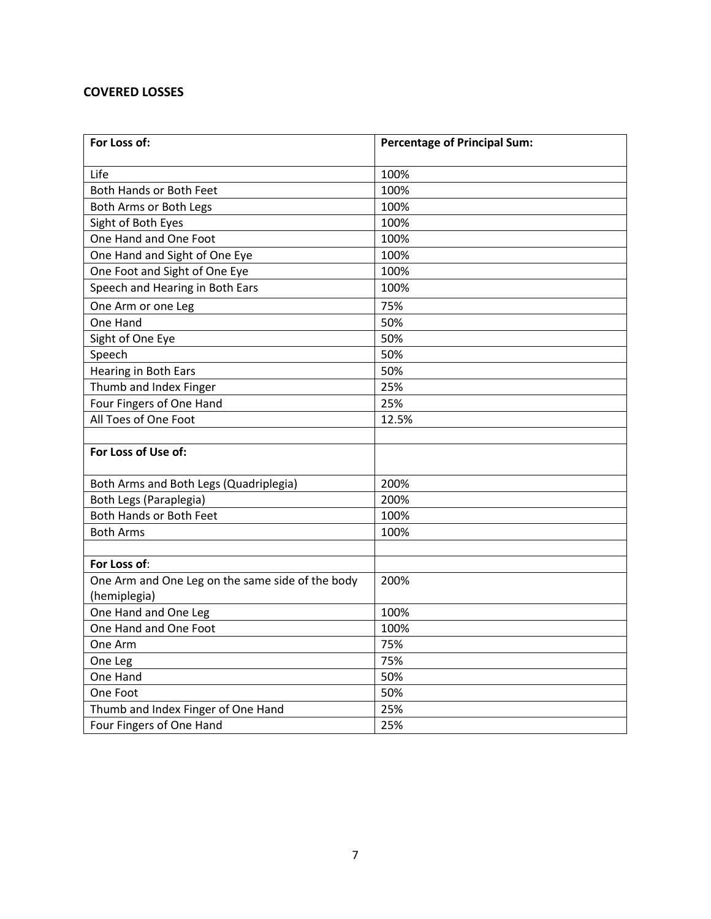## COVERED LOSSES

| For Loss of: | Percentage of Principal Sum: |
|---|---|
| Life | 100% |
| Both Hands or Both Feet | 100% |
| Both Arms or Both Legs | 100% |
| Sight of Both Eyes | 100% |
| One Hand and One Foot | 100% |
| One Hand and Sight of One Eye | 100% |
| One Foot and Sight of One Eye | 100% |
| Speech and Hearing in Both Ears | 100% |
| One Arm or one Leg | 75% |
| One Hand | 50% |
| Sight of One Eye | 50% |
| Speech | 50% |
| Hearing in Both Ears | 50% |
| Thumb and Index Finger | 25% |
| Four Fingers of One Hand | 25% |
| All Toes of One Foot | 12.5% |
| | |
| **For Loss of Use of:** | |
| Both Arms and Both Legs (Quadriplegia) | 200% |
| Both Legs (Paraplegia) | 200% |
| Both Hands or Both Feet | 100% |
| Both Arms | 100% |
| | |
| **For Loss of**: | |
| One Arm and One Leg on the same side of the body (hemiplegia) | 200% |
| One Hand and One Leg | 100% |
| One Hand and One Foot | 100% |
| One Arm | 75% |
| One Leg | 75% |
| One Hand | 50% |
| One Foot | 50% |
| Thumb and Index Finger of One Hand | 25% |
| Four Fingers of One Hand | 25% |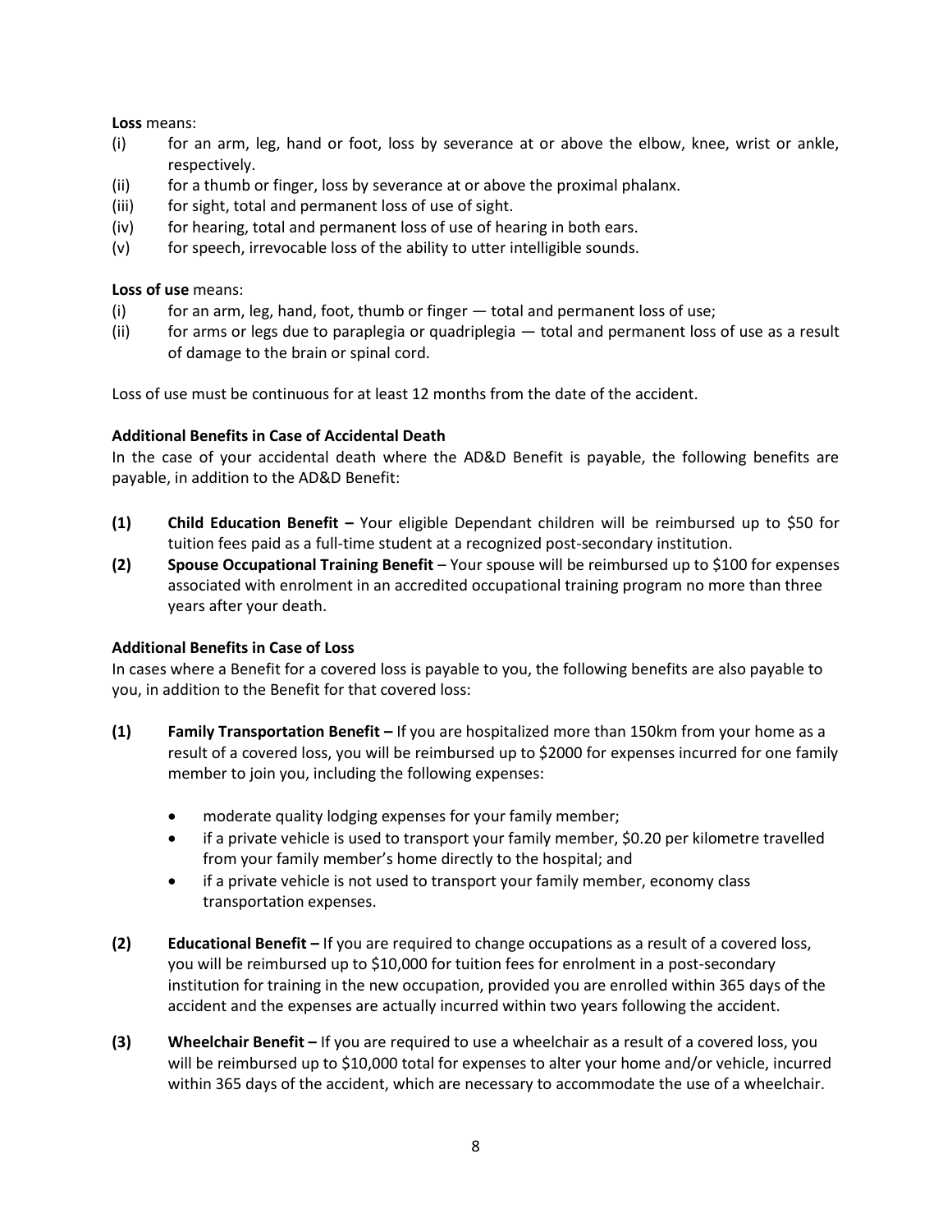**Loss** means:

(i) for an arm, leg, hand or foot, loss by severance at or above the elbow, knee, wrist or ankle, respectively.
(ii) for a thumb or finger, loss by severance at or above the proximal phalanx.
(iii) for sight, total and permanent loss of use of sight.
(iv) for hearing, total and permanent loss of use of hearing in both ears.
(v) for speech, irrevocable loss of the ability to utter intelligible sounds.

**Loss of use** means:

(i) for an arm, leg, hand, foot, thumb or finger — total and permanent loss of use;
(ii) for arms or legs due to paraplegia or quadriplegia — total and permanent loss of use as a result of damage to the brain or spinal cord.

Loss of use must be continuous for at least 12 months from the date of the accident.

**Additional Benefits in Case of Accidental Death**

In the case of your accidental death where the AD&D Benefit is payable, the following benefits are payable, in addition to the AD&D Benefit:

**(1) Child Education Benefit –** Your eligible Dependant children will be reimbursed up to $50 for tuition fees paid as a full-time student at a recognized post-secondary institution.

**(2) Spouse Occupational Training Benefit** – Your spouse will be reimbursed up to $100 for expenses associated with enrolment in an accredited occupational training program no more than three years after your death.

**Additional Benefits in Case of Loss**

In cases where a Benefit for a covered loss is payable to you, the following benefits are also payable to you, in addition to the Benefit for that covered loss:

**(1) Family Transportation Benefit –** If you are hospitalized more than 150km from your home as a result of a covered loss, you will be reimbursed up to $2000 for expenses incurred for one family member to join you, including the following expenses:

- moderate quality lodging expenses for your family member;
- if a private vehicle is used to transport your family member, $0.20 per kilometre travelled from your family member's home directly to the hospital; and
- if a private vehicle is not used to transport your family member, economy class transportation expenses.

**(2) Educational Benefit –** If you are required to change occupations as a result of a covered loss, you will be reimbursed up to $10,000 for tuition fees for enrolment in a post-secondary institution for training in the new occupation, provided you are enrolled within 365 days of the accident and the expenses are actually incurred within two years following the accident.

**(3) Wheelchair Benefit –** If you are required to use a wheelchair as a result of a covered loss, you will be reimbursed up to $10,000 total for expenses to alter your home and/or vehicle, incurred within 365 days of the accident, which are necessary to accommodate the use of a wheelchair.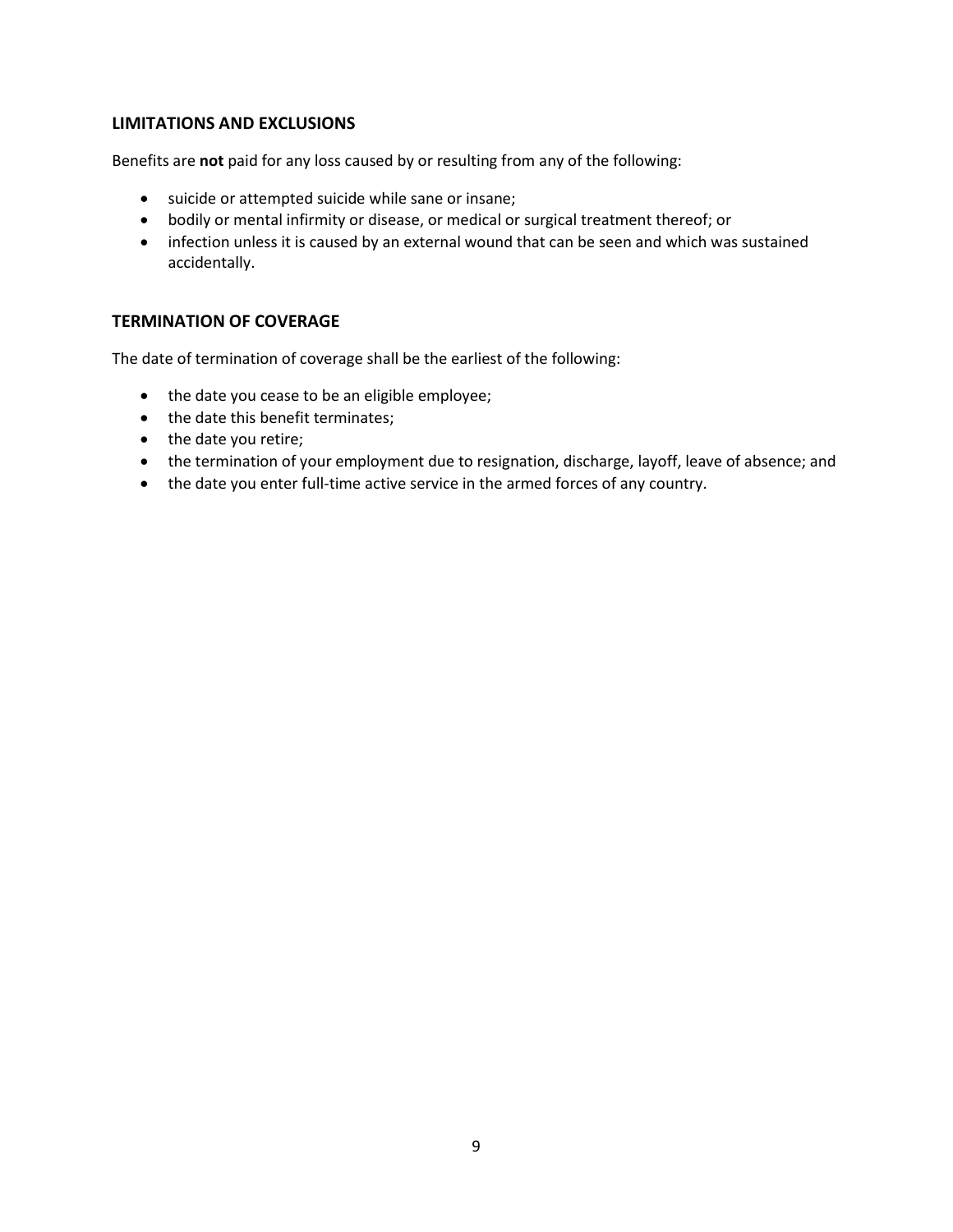## LIMITATIONS AND EXCLUSIONS

Benefits are **not** paid for any loss caused by or resulting from any of the following:

- suicide or attempted suicide while sane or insane;
- bodily or mental infirmity or disease, or medical or surgical treatment thereof; or
- infection unless it is caused by an external wound that can be seen and which was sustained accidentally.

## TERMINATION OF COVERAGE

The date of termination of coverage shall be the earliest of the following:

- the date you cease to be an eligible employee;
- the date this benefit terminates;
- the date you retire;
- the termination of your employment due to resignation, discharge, layoff, leave of absence; and
- the date you enter full-time active service in the armed forces of any country.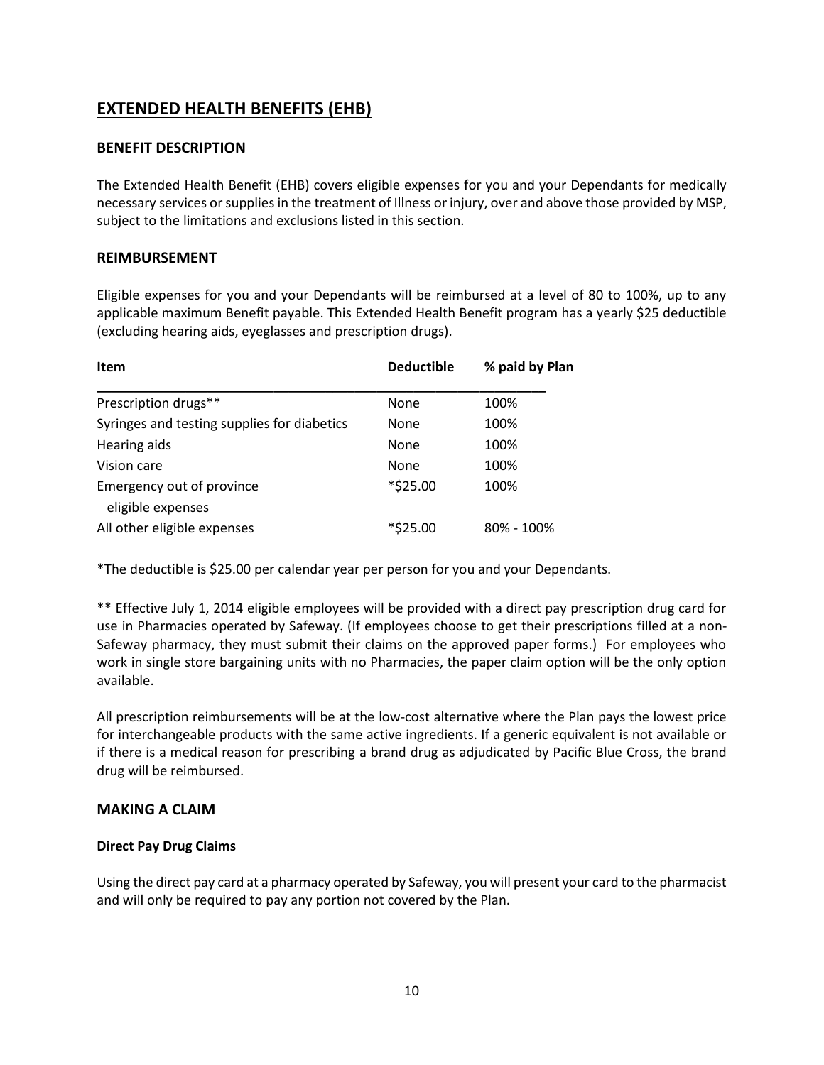## EXTENDED HEALTH BENEFITS (EHB)

### BENEFIT DESCRIPTION

The Extended Health Benefit (EHB) covers eligible expenses for you and your Dependants for medically necessary services or supplies in the treatment of Illness or injury, over and above those provided by MSP, subject to the limitations and exclusions listed in this section.

### REIMBURSEMENT

Eligible expenses for you and your Dependants will be reimbursed at a level of 80 to 100%, up to any applicable maximum Benefit payable. This Extended Health Benefit program has a yearly $25 deductible (excluding hearing aids, eyeglasses and prescription drugs).

| Item | Deductible | % paid by Plan |
| --- | --- | --- |
| Prescription drugs** | None | 100% |
| Syringes and testing supplies for diabetics | None | 100% |
| Hearing aids | None | 100% |
| Vision care | None | 100% |
| Emergency out of province eligible expenses | *$25.00 | 100% |
| All other eligible expenses | *$25.00 | 80% - 100% |

*The deductible is $25.00 per calendar year per person for you and your Dependants.

** Effective July 1, 2014 eligible employees will be provided with a direct pay prescription drug card for use in Pharmacies operated by Safeway. (If employees choose to get their prescriptions filled at a non-Safeway pharmacy, they must submit their claims on the approved paper forms.) For employees who work in single store bargaining units with no Pharmacies, the paper claim option will be the only option available.

All prescription reimbursements will be at the low-cost alternative where the Plan pays the lowest price for interchangeable products with the same active ingredients. If a generic equivalent is not available or if there is a medical reason for prescribing a brand drug as adjudicated by Pacific Blue Cross, the brand drug will be reimbursed.

### MAKING A CLAIM

#### Direct Pay Drug Claims

Using the direct pay card at a pharmacy operated by Safeway, you will present your card to the pharmacist and will only be required to pay any portion not covered by the Plan.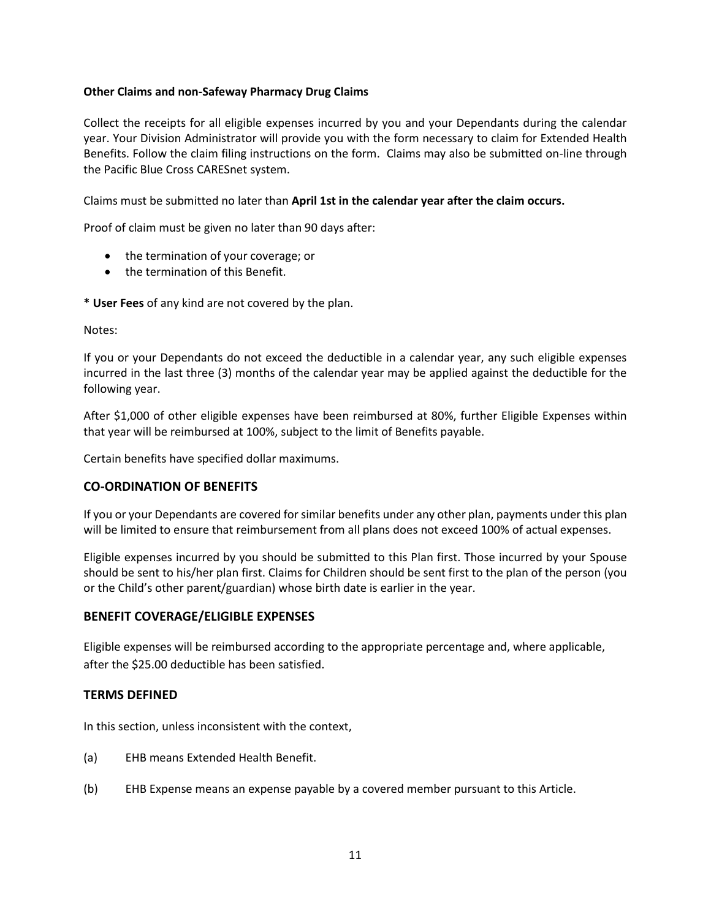**Other Claims and non-Safeway Pharmacy Drug Claims**

Collect the receipts for all eligible expenses incurred by you and your Dependants during the calendar year. Your Division Administrator will provide you with the form necessary to claim for Extended Health Benefits. Follow the claim filing instructions on the form. Claims may also be submitted on-line through the Pacific Blue Cross CARESnet system.

Claims must be submitted no later than **April 1st in the calendar year after the claim occurs.**

Proof of claim must be given no later than 90 days after:

- the termination of your coverage; or
- the termination of this Benefit.

**\* User Fees** of any kind are not covered by the plan.

Notes:

If you or your Dependants do not exceed the deductible in a calendar year, any such eligible expenses incurred in the last three (3) months of the calendar year may be applied against the deductible for the following year.

After $1,000 of other eligible expenses have been reimbursed at 80%, further Eligible Expenses within that year will be reimbursed at 100%, subject to the limit of Benefits payable.

Certain benefits have specified dollar maximums.

## CO-ORDINATION OF BENEFITS

If you or your Dependants are covered for similar benefits under any other plan, payments under this plan will be limited to ensure that reimbursement from all plans does not exceed 100% of actual expenses.

Eligible expenses incurred by you should be submitted to this Plan first. Those incurred by your Spouse should be sent to his/her plan first. Claims for Children should be sent first to the plan of the person (you or the Child's other parent/guardian) whose birth date is earlier in the year.

## BENEFIT COVERAGE/ELIGIBLE EXPENSES

Eligible expenses will be reimbursed according to the appropriate percentage and, where applicable, after the $25.00 deductible has been satisfied.

## TERMS DEFINED

In this section, unless inconsistent with the context,

(a) EHB means Extended Health Benefit.

(b) EHB Expense means an expense payable by a covered member pursuant to this Article.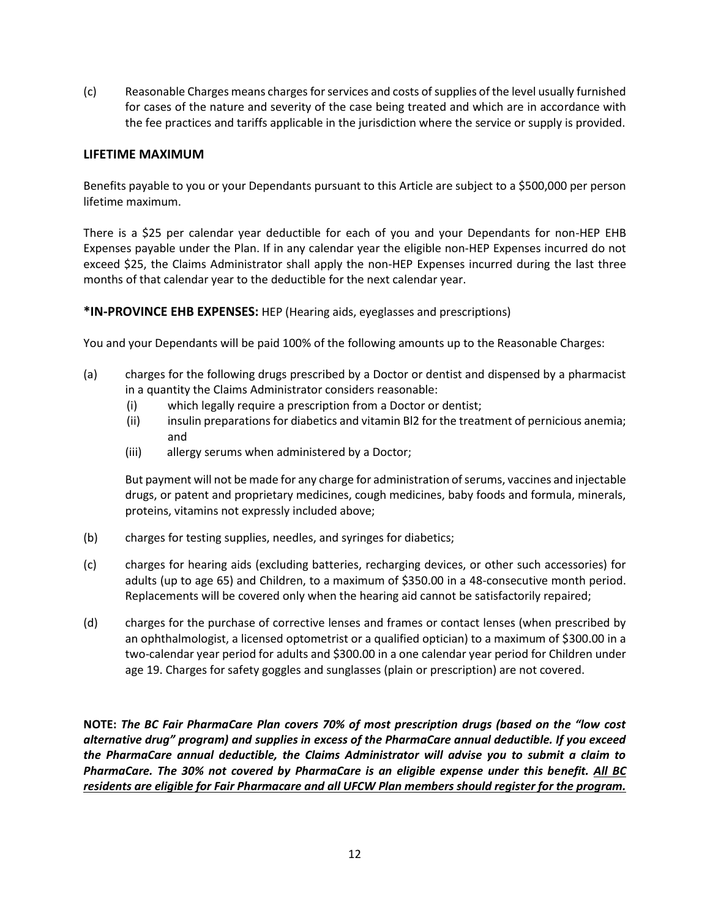(c) Reasonable Charges means charges for services and costs of supplies of the level usually furnished for cases of the nature and severity of the case being treated and which are in accordance with the fee practices and tariffs applicable in the jurisdiction where the service or supply is provided.

## LIFETIME MAXIMUM

Benefits payable to you or your Dependants pursuant to this Article are subject to a $500,000 per person lifetime maximum.

There is a $25 per calendar year deductible for each of you and your Dependants for non-HEP EHB Expenses payable under the Plan. If in any calendar year the eligible non-HEP Expenses incurred do not exceed $25, the Claims Administrator shall apply the non-HEP Expenses incurred during the last three months of that calendar year to the deductible for the next calendar year.

**\*IN-PROVINCE EHB EXPENSES:** HEP (Hearing aids, eyeglasses and prescriptions)

You and your Dependants will be paid 100% of the following amounts up to the Reasonable Charges:

(a) charges for the following drugs prescribed by a Doctor or dentist and dispensed by a pharmacist in a quantity the Claims Administrator considers reasonable:

   (i) which legally require a prescription from a Doctor or dentist;

   (ii) insulin preparations for diabetics and vitamin Bl2 for the treatment of pernicious anemia; and

   (iii) allergy serums when administered by a Doctor;

   But payment will not be made for any charge for administration of serums, vaccines and injectable drugs, or patent and proprietary medicines, cough medicines, baby foods and formula, minerals, proteins, vitamins not expressly included above;

(b) charges for testing supplies, needles, and syringes for diabetics;

(c) charges for hearing aids (excluding batteries, recharging devices, or other such accessories) for adults (up to age 65) and Children, to a maximum of $350.00 in a 48-consecutive month period. Replacements will be covered only when the hearing aid cannot be satisfactorily repaired;

(d) charges for the purchase of corrective lenses and frames or contact lenses (when prescribed by an ophthalmologist, a licensed optometrist or a qualified optician) to a maximum of $300.00 in a two-calendar year period for adults and $300.00 in a one calendar year period for Children under age 19. Charges for safety goggles and sunglasses (plain or prescription) are not covered.

**NOTE:** ***The BC Fair PharmaCare Plan covers 70% of most prescription drugs (based on the "low cost alternative drug" program) and supplies in excess of the PharmaCare annual deductible. If you exceed the PharmaCare annual deductible, the Claims Administrator will advise you to submit a claim to PharmaCare. The 30% not covered by PharmaCare is an eligible expense under this benefit. <u>All BC residents are eligible for Fair Pharmacare and all UFCW Plan members should register for the program.</u>***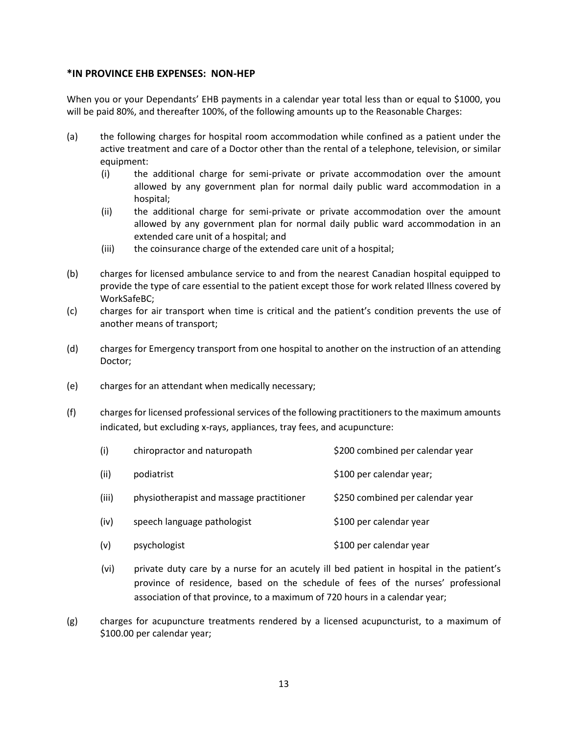**\*IN PROVINCE EHB EXPENSES: NON-HEP**

When you or your Dependants' EHB payments in a calendar year total less than or equal to $1000, you will be paid 80%, and thereafter 100%, of the following amounts up to the Reasonable Charges:

(a) the following charges for hospital room accommodation while confined as a patient under the active treatment and care of a Doctor other than the rental of a telephone, television, or similar equipment:

  (i) the additional charge for semi-private or private accommodation over the amount allowed by any government plan for normal daily public ward accommodation in a hospital;

  (ii) the additional charge for semi-private or private accommodation over the amount allowed by any government plan for normal daily public ward accommodation in an extended care unit of a hospital; and

  (iii) the coinsurance charge of the extended care unit of a hospital;

(b) charges for licensed ambulance service to and from the nearest Canadian hospital equipped to provide the type of care essential to the patient except those for work related Illness covered by WorkSafeBC;

(c) charges for air transport when time is critical and the patient's condition prevents the use of another means of transport;

(d) charges for Emergency transport from one hospital to another on the instruction of an attending Doctor;

(e) charges for an attendant when medically necessary;

(f) charges for licensed professional services of the following practitioners to the maximum amounts indicated, but excluding x-rays, appliances, tray fees, and acupuncture:

| | | |
|---|---|---|
| (i) | chiropractor and naturopath | $200 combined per calendar year |
| (ii) | podiatrist | $100 per calendar year; |
| (iii) | physiotherapist and massage practitioner | $250 combined per calendar year |
| (iv) | speech language pathologist | $100 per calendar year |
| (v) | psychologist | $100 per calendar year |

  (vi) private duty care by a nurse for an acutely ill bed patient in hospital in the patient's province of residence, based on the schedule of fees of the nurses' professional association of that province, to a maximum of 720 hours in a calendar year;

(g) charges for acupuncture treatments rendered by a licensed acupuncturist, to a maximum of $100.00 per calendar year;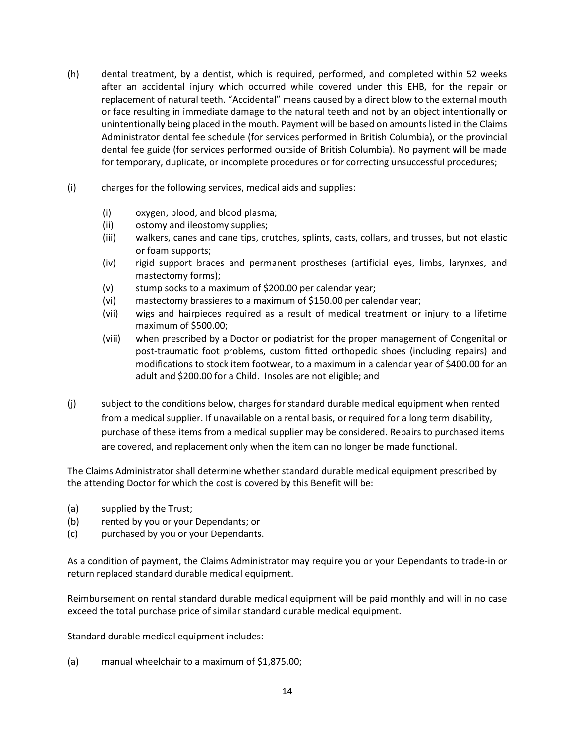(h) dental treatment, by a dentist, which is required, performed, and completed within 52 weeks after an accidental injury which occurred while covered under this EHB, for the repair or replacement of natural teeth. "Accidental" means caused by a direct blow to the external mouth or face resulting in immediate damage to the natural teeth and not by an object intentionally or unintentionally being placed in the mouth. Payment will be based on amounts listed in the Claims Administrator dental fee schedule (for services performed in British Columbia), or the provincial dental fee guide (for services performed outside of British Columbia). No payment will be made for temporary, duplicate, or incomplete procedures or for correcting unsuccessful procedures;

(i) charges for the following services, medical aids and supplies:

- (i) oxygen, blood, and blood plasma;
- (ii) ostomy and ileostomy supplies;
- (iii) walkers, canes and cane tips, crutches, splints, casts, collars, and trusses, but not elastic or foam supports;
- (iv) rigid support braces and permanent prostheses (artificial eyes, limbs, larynxes, and mastectomy forms);
- (v) stump socks to a maximum of $200.00 per calendar year;
- (vi) mastectomy brassieres to a maximum of $150.00 per calendar year;
- (vii) wigs and hairpieces required as a result of medical treatment or injury to a lifetime maximum of $500.00;
- (viii) when prescribed by a Doctor or podiatrist for the proper management of Congenital or post-traumatic foot problems, custom fitted orthopedic shoes (including repairs) and modifications to stock item footwear, to a maximum in a calendar year of $400.00 for an adult and $200.00 for a Child. Insoles are not eligible; and

(j) subject to the conditions below, charges for standard durable medical equipment when rented from a medical supplier. If unavailable on a rental basis, or required for a long term disability, purchase of these items from a medical supplier may be considered. Repairs to purchased items are covered, and replacement only when the item can no longer be made functional.

The Claims Administrator shall determine whether standard durable medical equipment prescribed by the attending Doctor for which the cost is covered by this Benefit will be:

- (a) supplied by the Trust;
- (b) rented by you or your Dependants; or
- (c) purchased by you or your Dependants.

As a condition of payment, the Claims Administrator may require you or your Dependants to trade-in or return replaced standard durable medical equipment.

Reimbursement on rental standard durable medical equipment will be paid monthly and will in no case exceed the total purchase price of similar standard durable medical equipment.

Standard durable medical equipment includes:

- (a) manual wheelchair to a maximum of $1,875.00;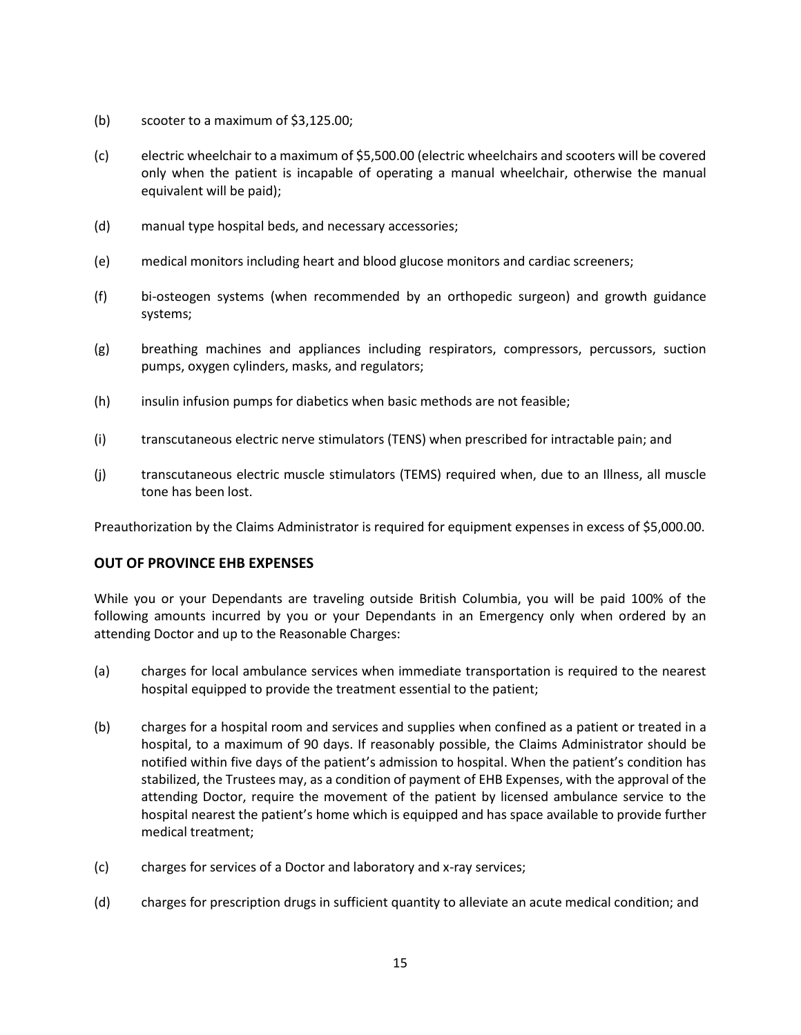(b) scooter to a maximum of $3,125.00;

(c) electric wheelchair to a maximum of $5,500.00 (electric wheelchairs and scooters will be covered only when the patient is incapable of operating a manual wheelchair, otherwise the manual equivalent will be paid);

(d) manual type hospital beds, and necessary accessories;

(e) medical monitors including heart and blood glucose monitors and cardiac screeners;

(f) bi-osteogen systems (when recommended by an orthopedic surgeon) and growth guidance systems;

(g) breathing machines and appliances including respirators, compressors, percussors, suction pumps, oxygen cylinders, masks, and regulators;

(h) insulin infusion pumps for diabetics when basic methods are not feasible;

(i) transcutaneous electric nerve stimulators (TENS) when prescribed for intractable pain; and

(j) transcutaneous electric muscle stimulators (TEMS) required when, due to an Illness, all muscle tone has been lost.

Preauthorization by the Claims Administrator is required for equipment expenses in excess of $5,000.00.

## OUT OF PROVINCE EHB EXPENSES

While you or your Dependants are traveling outside British Columbia, you will be paid 100% of the following amounts incurred by you or your Dependants in an Emergency only when ordered by an attending Doctor and up to the Reasonable Charges:

(a) charges for local ambulance services when immediate transportation is required to the nearest hospital equipped to provide the treatment essential to the patient;

(b) charges for a hospital room and services and supplies when confined as a patient or treated in a hospital, to a maximum of 90 days. If reasonably possible, the Claims Administrator should be notified within five days of the patient's admission to hospital. When the patient's condition has stabilized, the Trustees may, as a condition of payment of EHB Expenses, with the approval of the attending Doctor, require the movement of the patient by licensed ambulance service to the hospital nearest the patient's home which is equipped and has space available to provide further medical treatment;

(c) charges for services of a Doctor and laboratory and x-ray services;

(d) charges for prescription drugs in sufficient quantity to alleviate an acute medical condition; and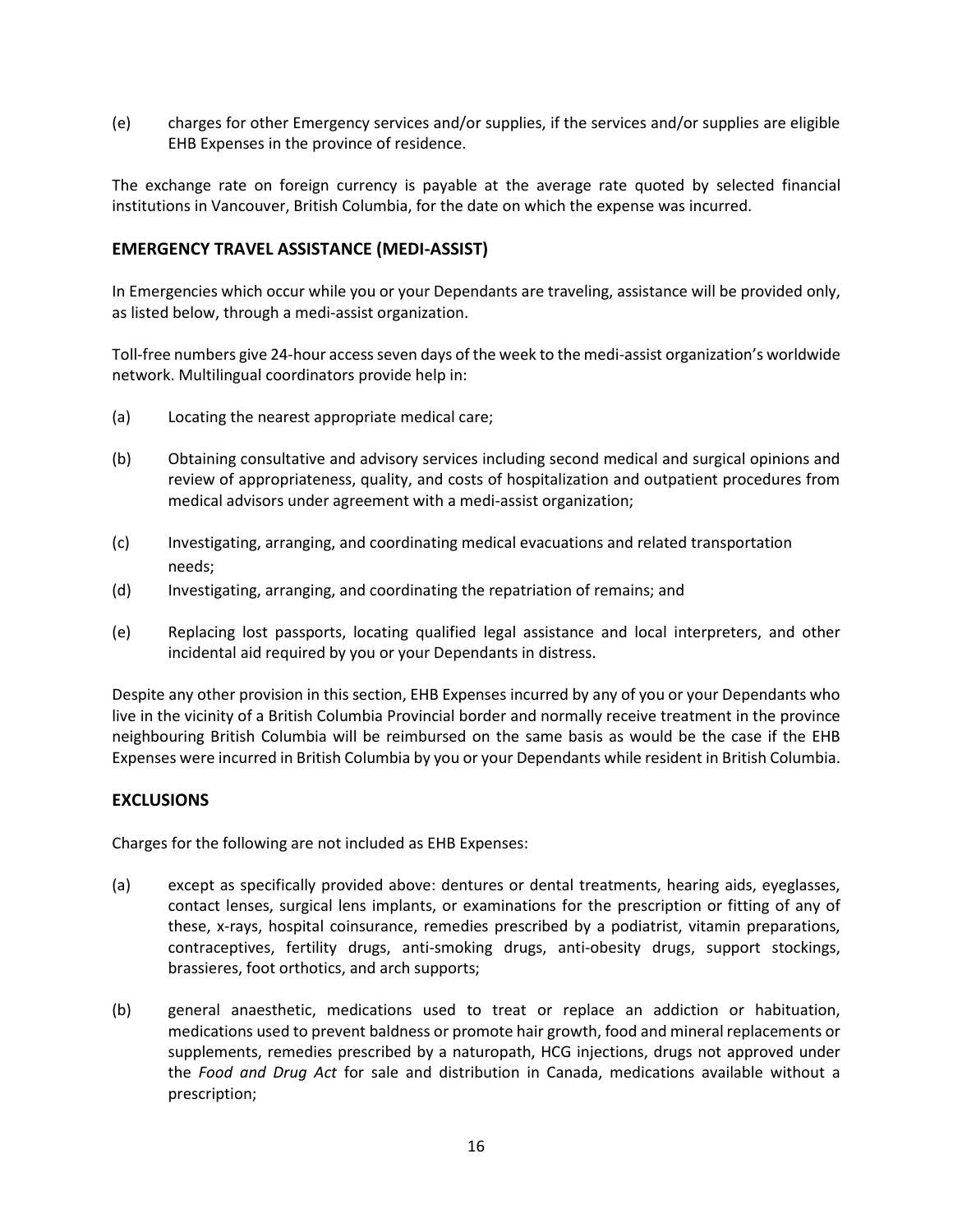(e) charges for other Emergency services and/or supplies, if the services and/or supplies are eligible EHB Expenses in the province of residence.

The exchange rate on foreign currency is payable at the average rate quoted by selected financial institutions in Vancouver, British Columbia, for the date on which the expense was incurred.

## EMERGENCY TRAVEL ASSISTANCE (MEDI-ASSIST)

In Emergencies which occur while you or your Dependants are traveling, assistance will be provided only, as listed below, through a medi-assist organization.

Toll-free numbers give 24-hour access seven days of the week to the medi-assist organization's worldwide network. Multilingual coordinators provide help in:

(a) Locating the nearest appropriate medical care;

(b) Obtaining consultative and advisory services including second medical and surgical opinions and review of appropriateness, quality, and costs of hospitalization and outpatient procedures from medical advisors under agreement with a medi-assist organization;

(c) Investigating, arranging, and coordinating medical evacuations and related transportation needs;

(d) Investigating, arranging, and coordinating the repatriation of remains; and

(e) Replacing lost passports, locating qualified legal assistance and local interpreters, and other incidental aid required by you or your Dependants in distress.

Despite any other provision in this section, EHB Expenses incurred by any of you or your Dependants who live in the vicinity of a British Columbia Provincial border and normally receive treatment in the province neighbouring British Columbia will be reimbursed on the same basis as would be the case if the EHB Expenses were incurred in British Columbia by you or your Dependants while resident in British Columbia.

## EXCLUSIONS

Charges for the following are not included as EHB Expenses:

(a) except as specifically provided above: dentures or dental treatments, hearing aids, eyeglasses, contact lenses, surgical lens implants, or examinations for the prescription or fitting of any of these, x-rays, hospital coinsurance, remedies prescribed by a podiatrist, vitamin preparations, contraceptives, fertility drugs, anti-smoking drugs, anti-obesity drugs, support stockings, brassieres, foot orthotics, and arch supports;

(b) general anaesthetic, medications used to treat or replace an addiction or habituation, medications used to prevent baldness or promote hair growth, food and mineral replacements or supplements, remedies prescribed by a naturopath, HCG injections, drugs not approved under the *Food and Drug Act* for sale and distribution in Canada, medications available without a prescription;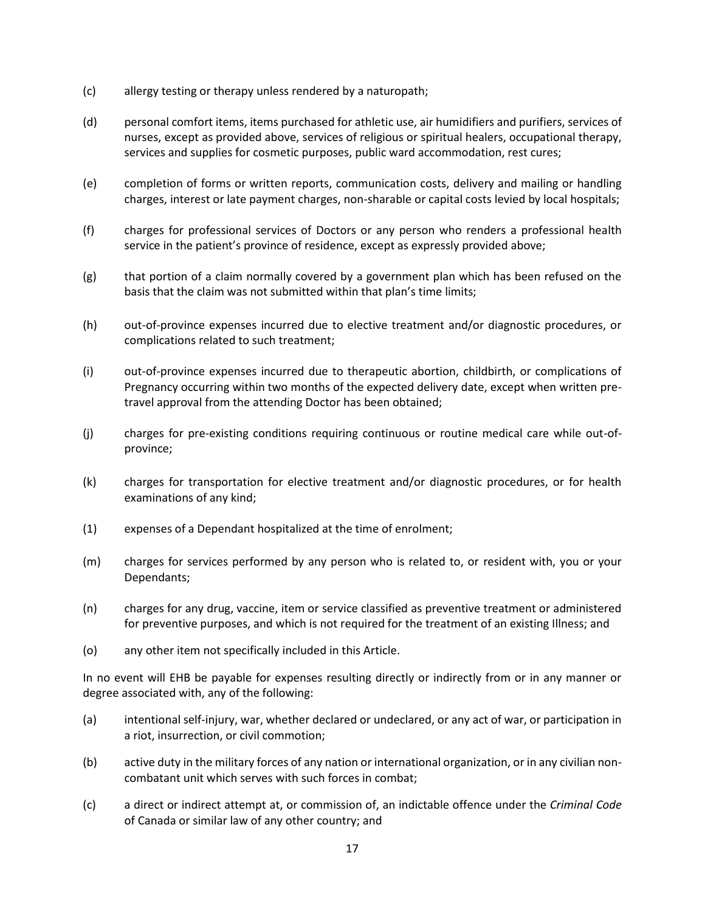(c) allergy testing or therapy unless rendered by a naturopath;

(d) personal comfort items, items purchased for athletic use, air humidifiers and purifiers, services of nurses, except as provided above, services of religious or spiritual healers, occupational therapy, services and supplies for cosmetic purposes, public ward accommodation, rest cures;

(e) completion of forms or written reports, communication costs, delivery and mailing or handling charges, interest or late payment charges, non-sharable or capital costs levied by local hospitals;

(f) charges for professional services of Doctors or any person who renders a professional health service in the patient's province of residence, except as expressly provided above;

(g) that portion of a claim normally covered by a government plan which has been refused on the basis that the claim was not submitted within that plan's time limits;

(h) out-of-province expenses incurred due to elective treatment and/or diagnostic procedures, or complications related to such treatment;

(i) out-of-province expenses incurred due to therapeutic abortion, childbirth, or complications of Pregnancy occurring within two months of the expected delivery date, except when written pre-travel approval from the attending Doctor has been obtained;

(j) charges for pre-existing conditions requiring continuous or routine medical care while out-of-province;

(k) charges for transportation for elective treatment and/or diagnostic procedures, or for health examinations of any kind;

(1) expenses of a Dependant hospitalized at the time of enrolment;

(m) charges for services performed by any person who is related to, or resident with, you or your Dependants;

(n) charges for any drug, vaccine, item or service classified as preventive treatment or administered for preventive purposes, and which is not required for the treatment of an existing Illness; and

(o) any other item not specifically included in this Article.

In no event will EHB be payable for expenses resulting directly or indirectly from or in any manner or degree associated with, any of the following:

(a) intentional self-injury, war, whether declared or undeclared, or any act of war, or participation in a riot, insurrection, or civil commotion;

(b) active duty in the military forces of any nation or international organization, or in any civilian non-combatant unit which serves with such forces in combat;

(c) a direct or indirect attempt at, or commission of, an indictable offence under the *Criminal Code* of Canada or similar law of any other country; and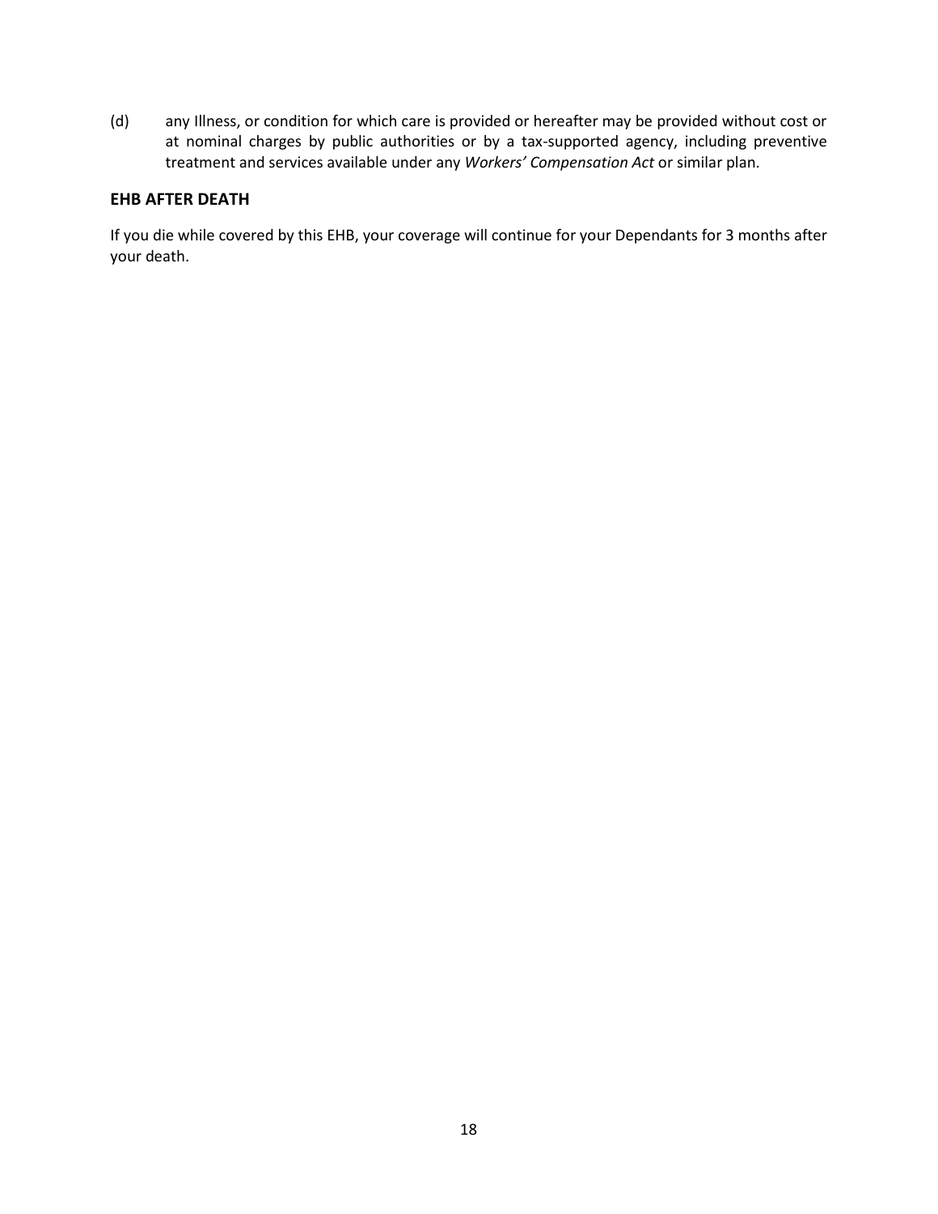(d) any Illness, or condition for which care is provided or hereafter may be provided without cost or at nominal charges by public authorities or by a tax-supported agency, including preventive treatment and services available under any *Workers' Compensation Act* or similar plan.

**EHB AFTER DEATH**

If you die while covered by this EHB, your coverage will continue for your Dependants for 3 months after your death.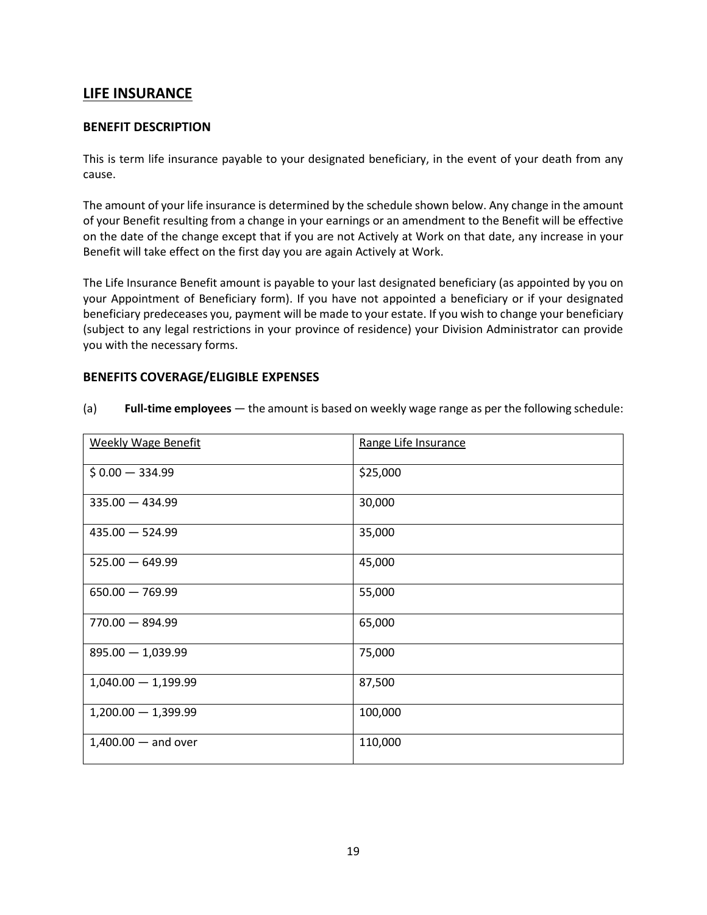## LIFE INSURANCE

### BENEFIT DESCRIPTION

This is term life insurance payable to your designated beneficiary, in the event of your death from any cause.

The amount of your life insurance is determined by the schedule shown below. Any change in the amount of your Benefit resulting from a change in your earnings or an amendment to the Benefit will be effective on the date of the change except that if you are not Actively at Work on that date, any increase in your Benefit will take effect on the first day you are again Actively at Work.

The Life Insurance Benefit amount is payable to your last designated beneficiary (as appointed by you on your Appointment of Beneficiary form). If you have not appointed a beneficiary or if your designated beneficiary predeceases you, payment will be made to your estate. If you wish to change your beneficiary (subject to any legal restrictions in your province of residence) your Division Administrator can provide you with the necessary forms.

### BENEFITS COVERAGE/ELIGIBLE EXPENSES

(a) **Full-time employees** — the amount is based on weekly wage range as per the following schedule:

| Weekly Wage Benefit | Range Life Insurance |
|---|---|
| $ 0.00 — 334.99 | $25,000 |
| 335.00 — 434.99 | 30,000 |
| 435.00 — 524.99 | 35,000 |
| 525.00 — 649.99 | 45,000 |
| 650.00 — 769.99 | 55,000 |
| 770.00 — 894.99 | 65,000 |
| 895.00 — 1,039.99 | 75,000 |
| 1,040.00 — 1,199.99 | 87,500 |
| 1,200.00 — 1,399.99 | 100,000 |
| 1,400.00 — and over | 110,000 |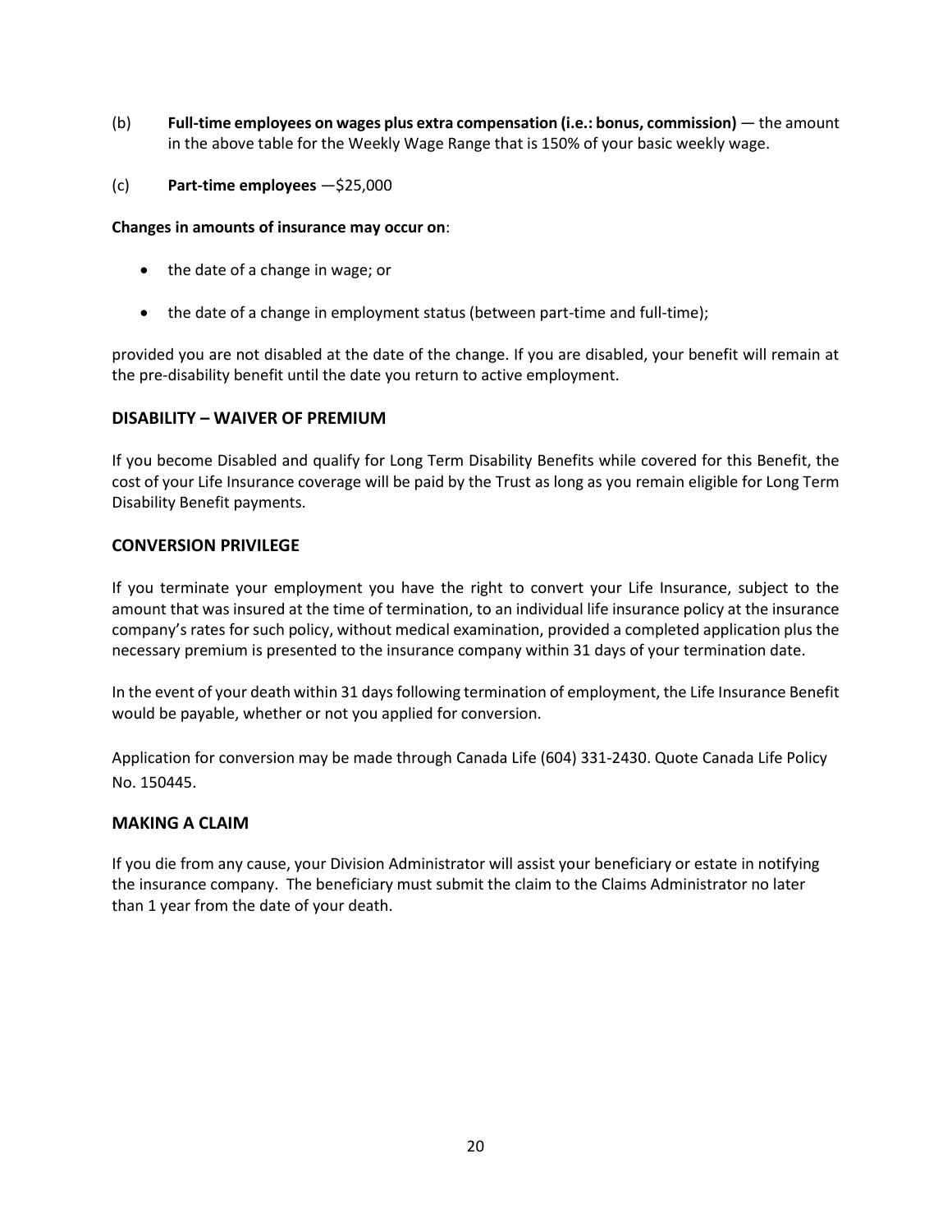(b) **Full-time employees on wages plus extra compensation (i.e.: bonus, commission)** — the amount in the above table for the Weekly Wage Range that is 150% of your basic weekly wage.

(c) **Part-time employees** —$25,000

**Changes in amounts of insurance may occur on**:

- the date of a change in wage; or
- the date of a change in employment status (between part-time and full-time);

provided you are not disabled at the date of the change. If you are disabled, your benefit will remain at the pre-disability benefit until the date you return to active employment.

## DISABILITY – WAIVER OF PREMIUM

If you become Disabled and qualify for Long Term Disability Benefits while covered for this Benefit, the cost of your Life Insurance coverage will be paid by the Trust as long as you remain eligible for Long Term Disability Benefit payments.

## CONVERSION PRIVILEGE

If you terminate your employment you have the right to convert your Life Insurance, subject to the amount that was insured at the time of termination, to an individual life insurance policy at the insurance company's rates for such policy, without medical examination, provided a completed application plus the necessary premium is presented to the insurance company within 31 days of your termination date.

In the event of your death within 31 days following termination of employment, the Life Insurance Benefit would be payable, whether or not you applied for conversion.

Application for conversion may be made through Canada Life (604) 331-2430. Quote Canada Life Policy No. 150445.

## MAKING A CLAIM

If you die from any cause, your Division Administrator will assist your beneficiary or estate in notifying the insurance company. The beneficiary must submit the claim to the Claims Administrator no later than 1 year from the date of your death.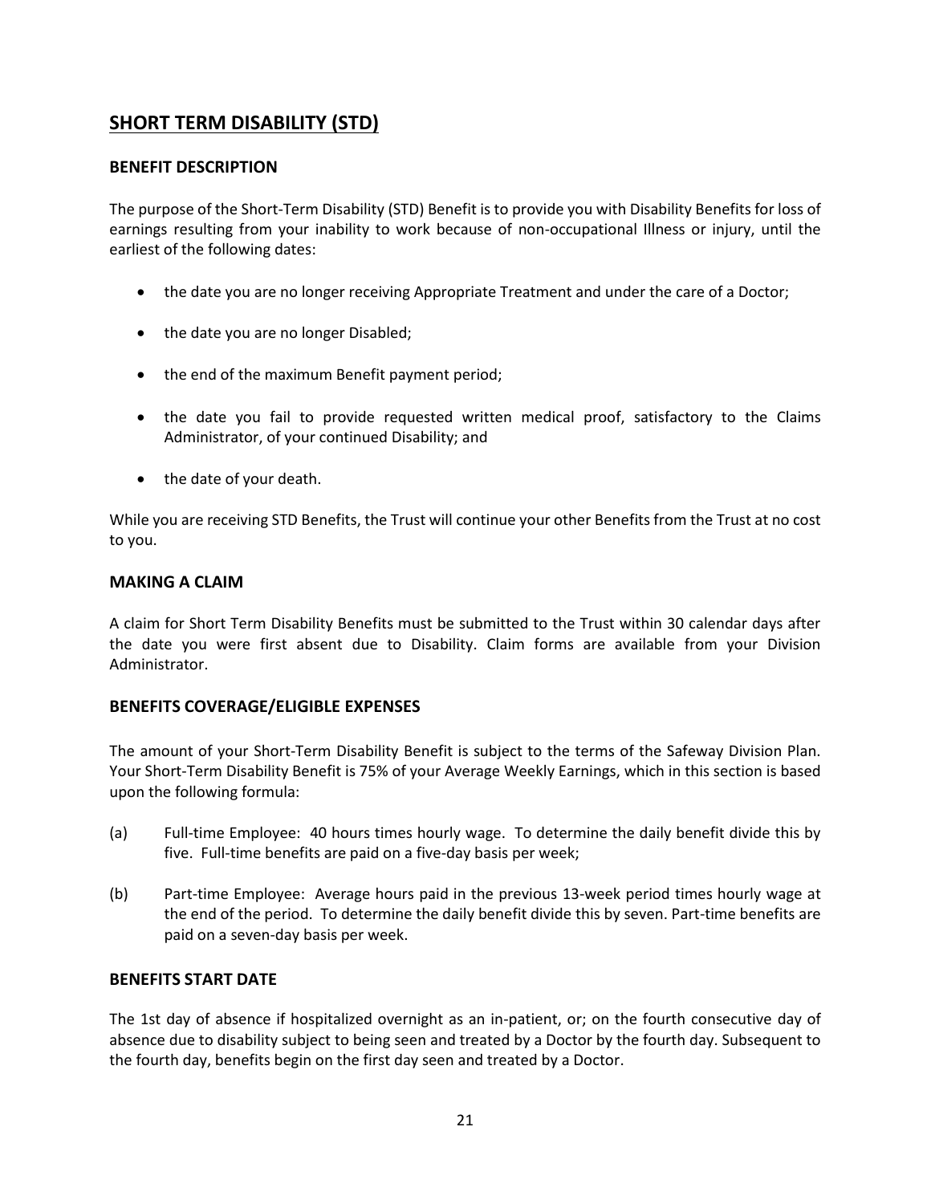## SHORT TERM DISABILITY (STD)

### BENEFIT DESCRIPTION

The purpose of the Short-Term Disability (STD) Benefit is to provide you with Disability Benefits for loss of earnings resulting from your inability to work because of non-occupational Illness or injury, until the earliest of the following dates:

- the date you are no longer receiving Appropriate Treatment and under the care of a Doctor;
- the date you are no longer Disabled;
- the end of the maximum Benefit payment period;
- the date you fail to provide requested written medical proof, satisfactory to the Claims Administrator, of your continued Disability; and
- the date of your death.

While you are receiving STD Benefits, the Trust will continue your other Benefits from the Trust at no cost to you.

### MAKING A CLAIM

A claim for Short Term Disability Benefits must be submitted to the Trust within 30 calendar days after the date you were first absent due to Disability. Claim forms are available from your Division Administrator.

### BENEFITS COVERAGE/ELIGIBLE EXPENSES

The amount of your Short-Term Disability Benefit is subject to the terms of the Safeway Division Plan. Your Short-Term Disability Benefit is 75% of your Average Weekly Earnings, which in this section is based upon the following formula:

(a) Full-time Employee: 40 hours times hourly wage. To determine the daily benefit divide this by five. Full-time benefits are paid on a five-day basis per week;

(b) Part-time Employee: Average hours paid in the previous 13-week period times hourly wage at the end of the period. To determine the daily benefit divide this by seven. Part-time benefits are paid on a seven-day basis per week.

### BENEFITS START DATE

The 1st day of absence if hospitalized overnight as an in-patient, or; on the fourth consecutive day of absence due to disability subject to being seen and treated by a Doctor by the fourth day. Subsequent to the fourth day, benefits begin on the first day seen and treated by a Doctor.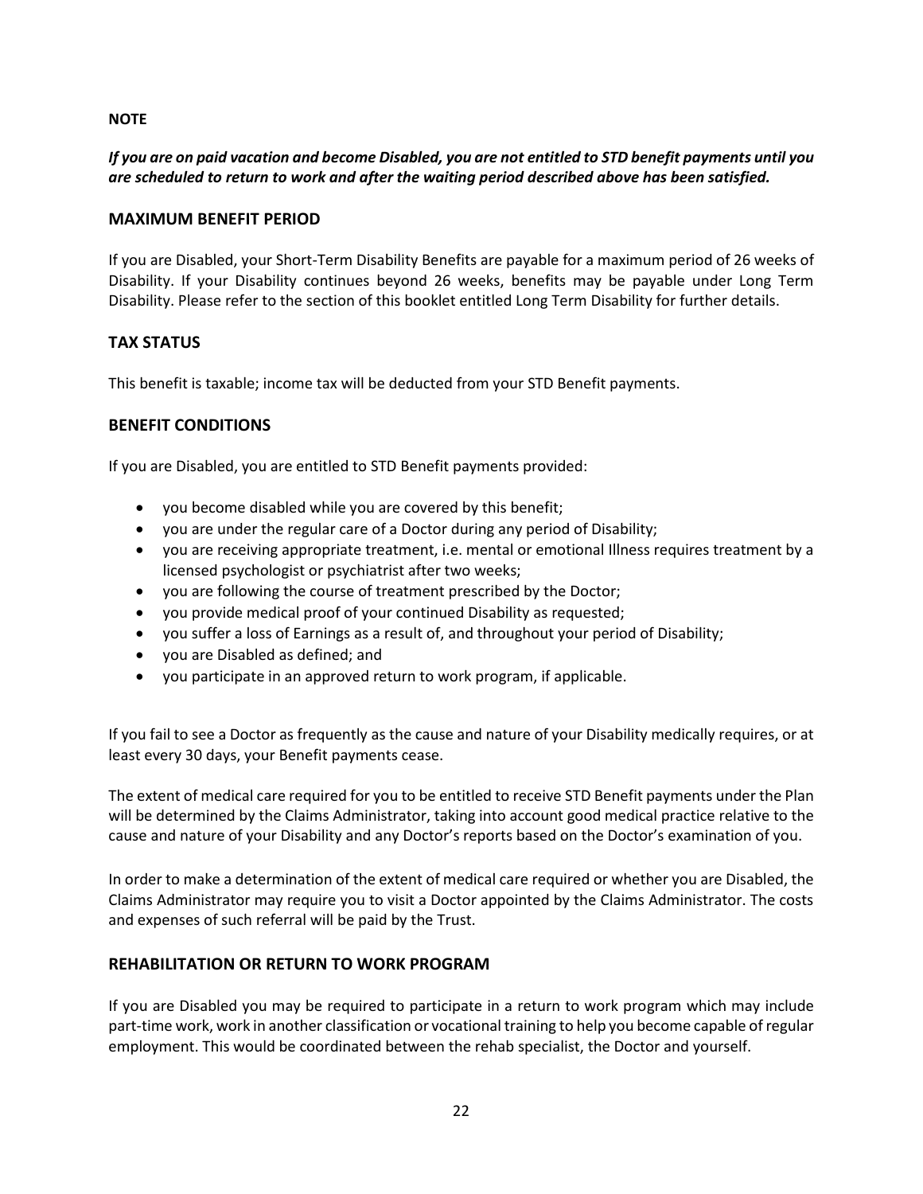**NOTE**

***If you are on paid vacation and become Disabled, you are not entitled to STD benefit payments until you are scheduled to return to work and after the waiting period described above has been satisfied.***

## MAXIMUM BENEFIT PERIOD

If you are Disabled, your Short-Term Disability Benefits are payable for a maximum period of 26 weeks of Disability. If your Disability continues beyond 26 weeks, benefits may be payable under Long Term Disability. Please refer to the section of this booklet entitled Long Term Disability for further details.

## TAX STATUS

This benefit is taxable; income tax will be deducted from your STD Benefit payments.

## BENEFIT CONDITIONS

If you are Disabled, you are entitled to STD Benefit payments provided:

- you become disabled while you are covered by this benefit;
- you are under the regular care of a Doctor during any period of Disability;
- you are receiving appropriate treatment, i.e. mental or emotional Illness requires treatment by a licensed psychologist or psychiatrist after two weeks;
- you are following the course of treatment prescribed by the Doctor;
- you provide medical proof of your continued Disability as requested;
- you suffer a loss of Earnings as a result of, and throughout your period of Disability;
- you are Disabled as defined; and
- you participate in an approved return to work program, if applicable.

If you fail to see a Doctor as frequently as the cause and nature of your Disability medically requires, or at least every 30 days, your Benefit payments cease.

The extent of medical care required for you to be entitled to receive STD Benefit payments under the Plan will be determined by the Claims Administrator, taking into account good medical practice relative to the cause and nature of your Disability and any Doctor's reports based on the Doctor's examination of you.

In order to make a determination of the extent of medical care required or whether you are Disabled, the Claims Administrator may require you to visit a Doctor appointed by the Claims Administrator. The costs and expenses of such referral will be paid by the Trust.

## REHABILITATION OR RETURN TO WORK PROGRAM

If you are Disabled you may be required to participate in a return to work program which may include part-time work, work in another classification or vocational training to help you become capable of regular employment. This would be coordinated between the rehab specialist, the Doctor and yourself.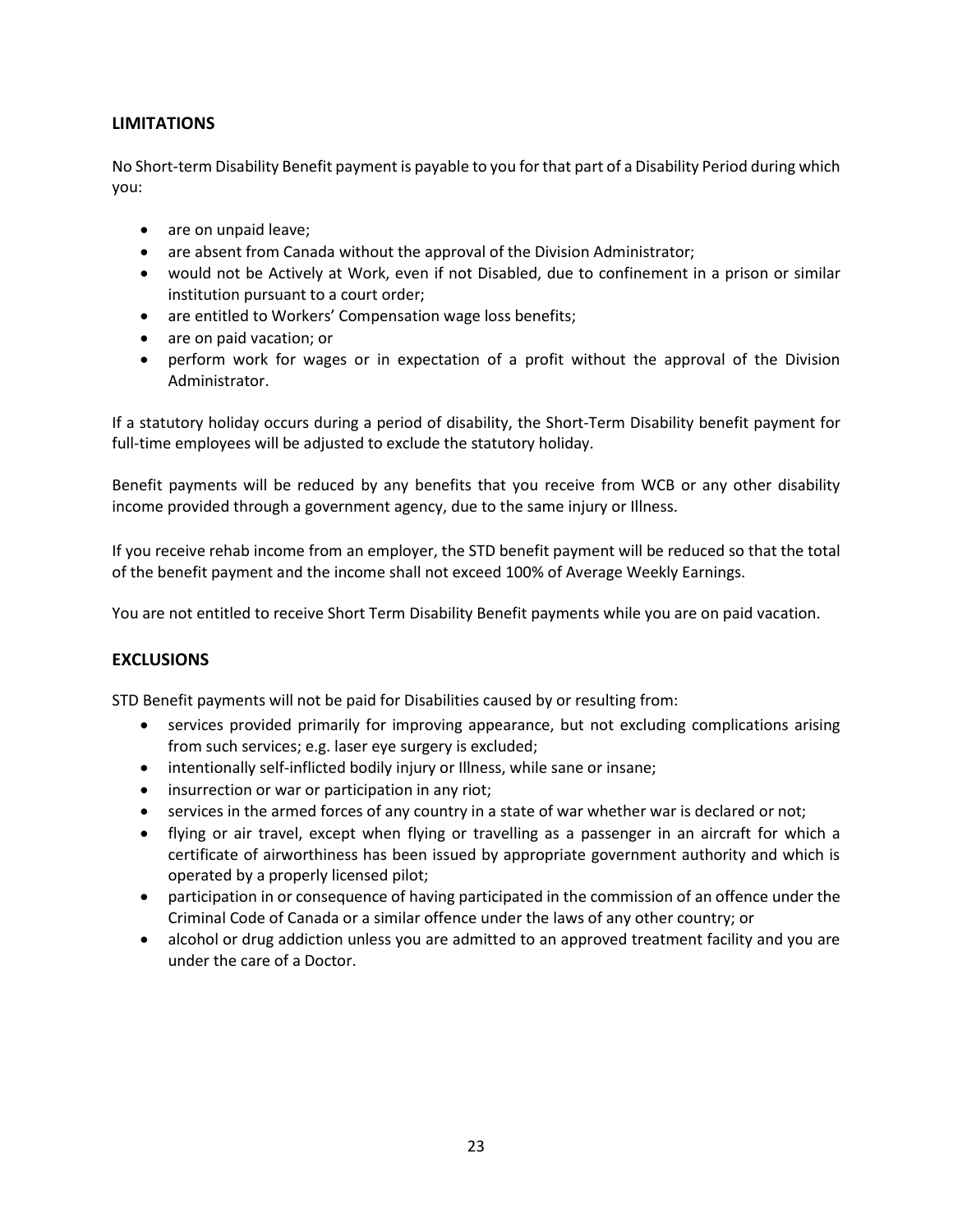## LIMITATIONS

No Short-term Disability Benefit payment is payable to you for that part of a Disability Period during which you:

- are on unpaid leave;
- are absent from Canada without the approval of the Division Administrator;
- would not be Actively at Work, even if not Disabled, due to confinement in a prison or similar institution pursuant to a court order;
- are entitled to Workers' Compensation wage loss benefits;
- are on paid vacation; or
- perform work for wages or in expectation of a profit without the approval of the Division Administrator.

If a statutory holiday occurs during a period of disability, the Short-Term Disability benefit payment for full-time employees will be adjusted to exclude the statutory holiday.

Benefit payments will be reduced by any benefits that you receive from WCB or any other disability income provided through a government agency, due to the same injury or Illness.

If you receive rehab income from an employer, the STD benefit payment will be reduced so that the total of the benefit payment and the income shall not exceed 100% of Average Weekly Earnings.

You are not entitled to receive Short Term Disability Benefit payments while you are on paid vacation.

## EXCLUSIONS

STD Benefit payments will not be paid for Disabilities caused by or resulting from:

- services provided primarily for improving appearance, but not excluding complications arising from such services; e.g. laser eye surgery is excluded;
- intentionally self-inflicted bodily injury or Illness, while sane or insane;
- insurrection or war or participation in any riot;
- services in the armed forces of any country in a state of war whether war is declared or not;
- flying or air travel, except when flying or travelling as a passenger in an aircraft for which a certificate of airworthiness has been issued by appropriate government authority and which is operated by a properly licensed pilot;
- participation in or consequence of having participated in the commission of an offence under the Criminal Code of Canada or a similar offence under the laws of any other country; or
- alcohol or drug addiction unless you are admitted to an approved treatment facility and you are under the care of a Doctor.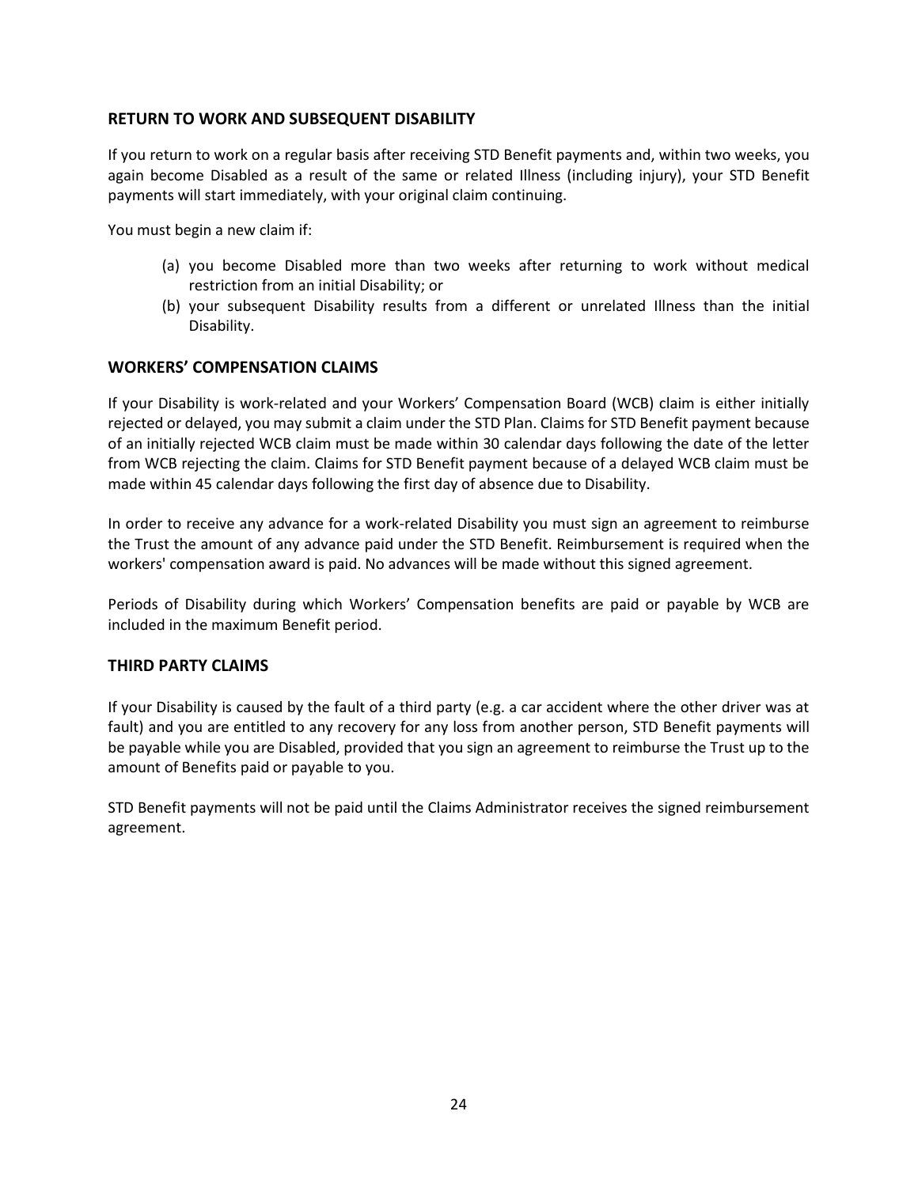## RETURN TO WORK AND SUBSEQUENT DISABILITY

If you return to work on a regular basis after receiving STD Benefit payments and, within two weeks, you again become Disabled as a result of the same or related Illness (including injury), your STD Benefit payments will start immediately, with your original claim continuing.

You must begin a new claim if:

(a) you become Disabled more than two weeks after returning to work without medical restriction from an initial Disability; or
(b) your subsequent Disability results from a different or unrelated Illness than the initial Disability.

## WORKERS' COMPENSATION CLAIMS

If your Disability is work-related and your Workers' Compensation Board (WCB) claim is either initially rejected or delayed, you may submit a claim under the STD Plan. Claims for STD Benefit payment because of an initially rejected WCB claim must be made within 30 calendar days following the date of the letter from WCB rejecting the claim. Claims for STD Benefit payment because of a delayed WCB claim must be made within 45 calendar days following the first day of absence due to Disability.

In order to receive any advance for a work-related Disability you must sign an agreement to reimburse the Trust the amount of any advance paid under the STD Benefit. Reimbursement is required when the workers' compensation award is paid. No advances will be made without this signed agreement.

Periods of Disability during which Workers' Compensation benefits are paid or payable by WCB are included in the maximum Benefit period.

## THIRD PARTY CLAIMS

If your Disability is caused by the fault of a third party (e.g. a car accident where the other driver was at fault) and you are entitled to any recovery for any loss from another person, STD Benefit payments will be payable while you are Disabled, provided that you sign an agreement to reimburse the Trust up to the amount of Benefits paid or payable to you.

STD Benefit payments will not be paid until the Claims Administrator receives the signed reimbursement agreement.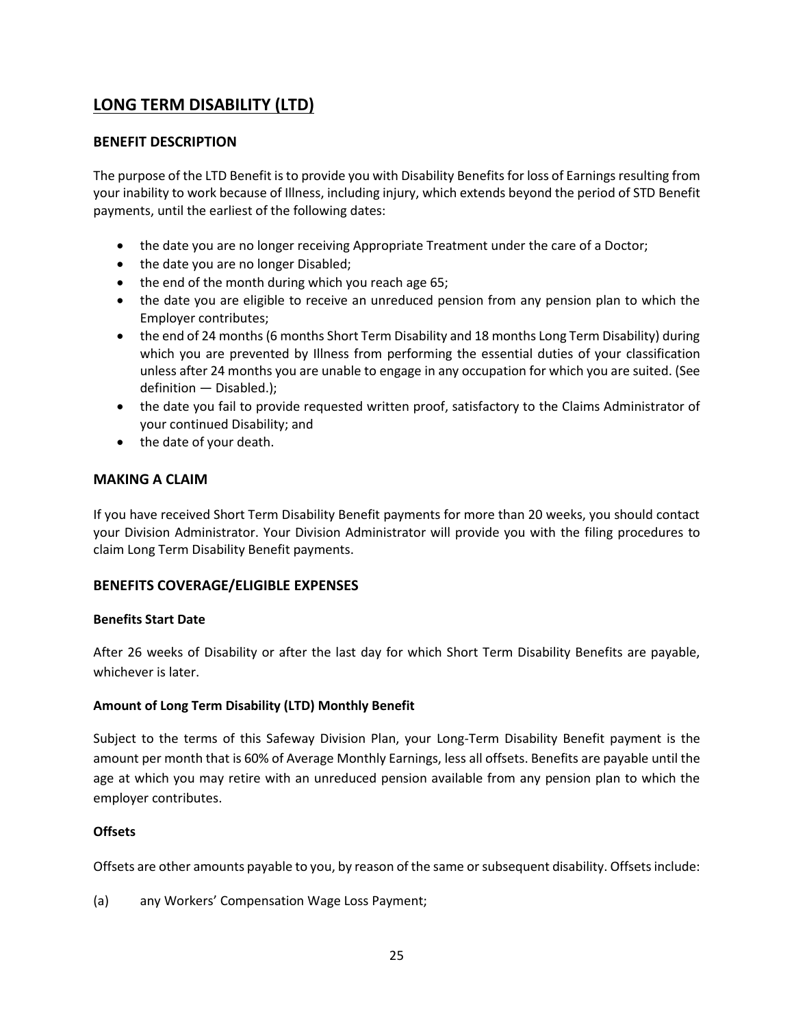## LONG TERM DISABILITY (LTD)

### BENEFIT DESCRIPTION

The purpose of the LTD Benefit is to provide you with Disability Benefits for loss of Earnings resulting from your inability to work because of Illness, including injury, which extends beyond the period of STD Benefit payments, until the earliest of the following dates:

- the date you are no longer receiving Appropriate Treatment under the care of a Doctor;
- the date you are no longer Disabled;
- the end of the month during which you reach age 65;
- the date you are eligible to receive an unreduced pension from any pension plan to which the Employer contributes;
- the end of 24 months (6 months Short Term Disability and 18 months Long Term Disability) during which you are prevented by Illness from performing the essential duties of your classification unless after 24 months you are unable to engage in any occupation for which you are suited. (See definition — Disabled.);
- the date you fail to provide requested written proof, satisfactory to the Claims Administrator of your continued Disability; and
- the date of your death.

### MAKING A CLAIM

If you have received Short Term Disability Benefit payments for more than 20 weeks, you should contact your Division Administrator. Your Division Administrator will provide you with the filing procedures to claim Long Term Disability Benefit payments.

### BENEFITS COVERAGE/ELIGIBLE EXPENSES

#### Benefits Start Date

After 26 weeks of Disability or after the last day for which Short Term Disability Benefits are payable, whichever is later.

#### Amount of Long Term Disability (LTD) Monthly Benefit

Subject to the terms of this Safeway Division Plan, your Long-Term Disability Benefit payment is the amount per month that is 60% of Average Monthly Earnings, less all offsets. Benefits are payable until the age at which you may retire with an unreduced pension available from any pension plan to which the employer contributes.

#### Offsets

Offsets are other amounts payable to you, by reason of the same or subsequent disability. Offsets include:

(a) any Workers' Compensation Wage Loss Payment;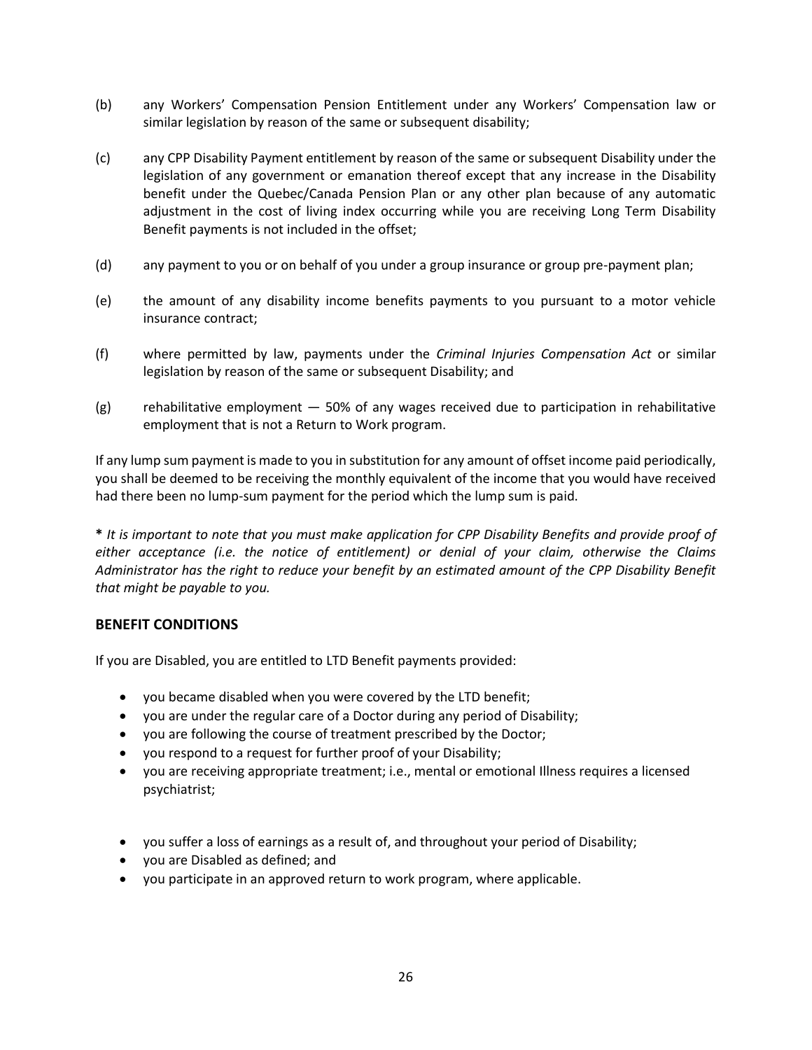(b) any Workers' Compensation Pension Entitlement under any Workers' Compensation law or similar legislation by reason of the same or subsequent disability;

(c) any CPP Disability Payment entitlement by reason of the same or subsequent Disability under the legislation of any government or emanation thereof except that any increase in the Disability benefit under the Quebec/Canada Pension Plan or any other plan because of any automatic adjustment in the cost of living index occurring while you are receiving Long Term Disability Benefit payments is not included in the offset;

(d) any payment to you or on behalf of you under a group insurance or group pre-payment plan;

(e) the amount of any disability income benefits payments to you pursuant to a motor vehicle insurance contract;

(f) where permitted by law, payments under the *Criminal Injuries Compensation Act* or similar legislation by reason of the same or subsequent Disability; and

(g) rehabilitative employment — 50% of any wages received due to participation in rehabilitative employment that is not a Return to Work program.

If any lump sum payment is made to you in substitution for any amount of offset income paid periodically, you shall be deemed to be receiving the monthly equivalent of the income that you would have received had there been no lump-sum payment for the period which the lump sum is paid.

**\*** *It is important to note that you must make application for CPP Disability Benefits and provide proof of either acceptance (i.e. the notice of entitlement) or denial of your claim, otherwise the Claims Administrator has the right to reduce your benefit by an estimated amount of the CPP Disability Benefit that might be payable to you.*

## BENEFIT CONDITIONS

If you are Disabled, you are entitled to LTD Benefit payments provided:

- you became disabled when you were covered by the LTD benefit;
- you are under the regular care of a Doctor during any period of Disability;
- you are following the course of treatment prescribed by the Doctor;
- you respond to a request for further proof of your Disability;
- you are receiving appropriate treatment; i.e., mental or emotional Illness requires a licensed psychiatrist;
- you suffer a loss of earnings as a result of, and throughout your period of Disability;
- you are Disabled as defined; and
- you participate in an approved return to work program, where applicable.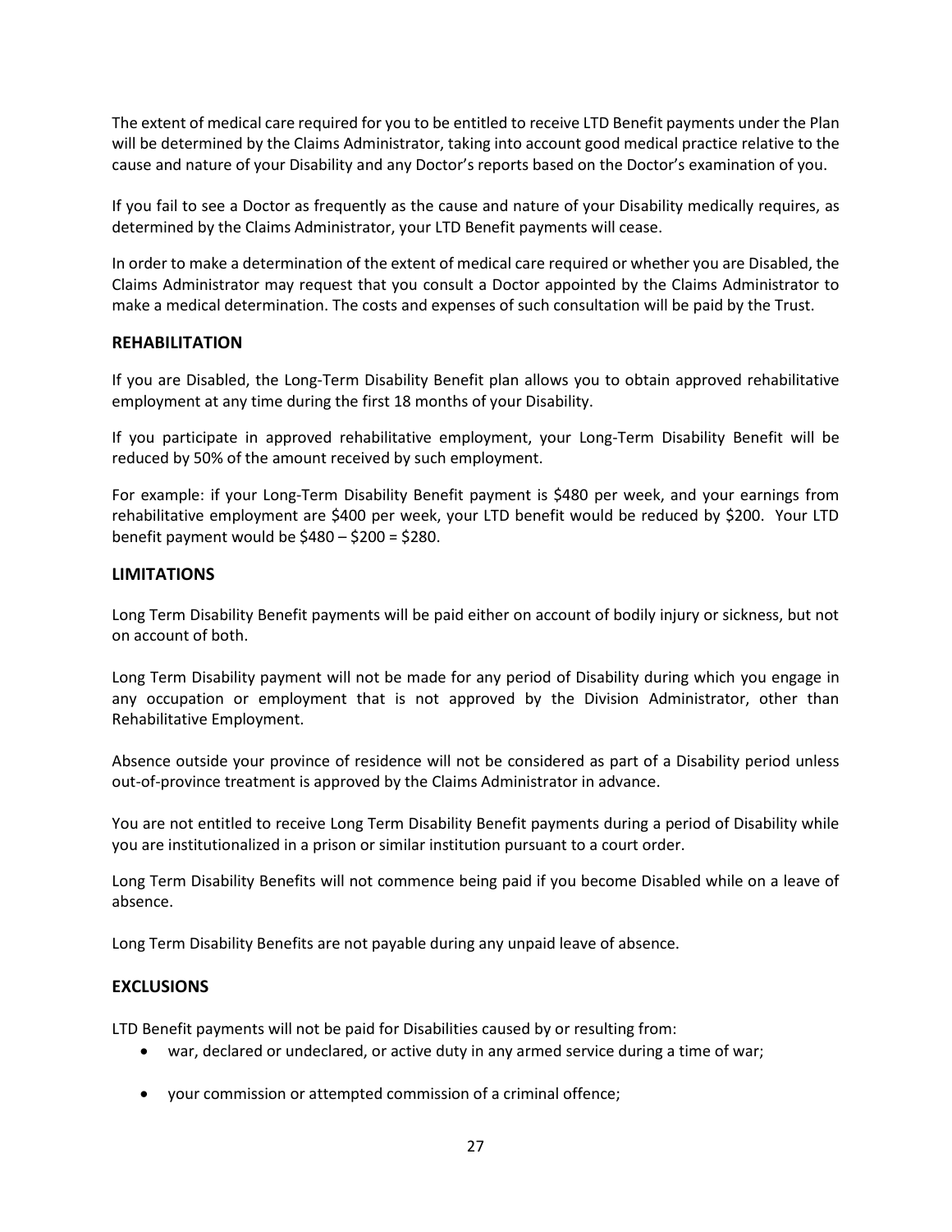The extent of medical care required for you to be entitled to receive LTD Benefit payments under the Plan will be determined by the Claims Administrator, taking into account good medical practice relative to the cause and nature of your Disability and any Doctor's reports based on the Doctor's examination of you.

If you fail to see a Doctor as frequently as the cause and nature of your Disability medically requires, as determined by the Claims Administrator, your LTD Benefit payments will cease.

In order to make a determination of the extent of medical care required or whether you are Disabled, the Claims Administrator may request that you consult a Doctor appointed by the Claims Administrator to make a medical determination. The costs and expenses of such consultation will be paid by the Trust.

## REHABILITATION

If you are Disabled, the Long-Term Disability Benefit plan allows you to obtain approved rehabilitative employment at any time during the first 18 months of your Disability.

If you participate in approved rehabilitative employment, your Long-Term Disability Benefit will be reduced by 50% of the amount received by such employment.

For example: if your Long-Term Disability Benefit payment is $480 per week, and your earnings from rehabilitative employment are $400 per week, your LTD benefit would be reduced by $200. Your LTD benefit payment would be $480 – $200 = $280.

## LIMITATIONS

Long Term Disability Benefit payments will be paid either on account of bodily injury or sickness, but not on account of both.

Long Term Disability payment will not be made for any period of Disability during which you engage in any occupation or employment that is not approved by the Division Administrator, other than Rehabilitative Employment.

Absence outside your province of residence will not be considered as part of a Disability period unless out-of-province treatment is approved by the Claims Administrator in advance.

You are not entitled to receive Long Term Disability Benefit payments during a period of Disability while you are institutionalized in a prison or similar institution pursuant to a court order.

Long Term Disability Benefits will not commence being paid if you become Disabled while on a leave of absence.

Long Term Disability Benefits are not payable during any unpaid leave of absence.

## EXCLUSIONS

LTD Benefit payments will not be paid for Disabilities caused by or resulting from:

- war, declared or undeclared, or active duty in any armed service during a time of war;
- your commission or attempted commission of a criminal offence;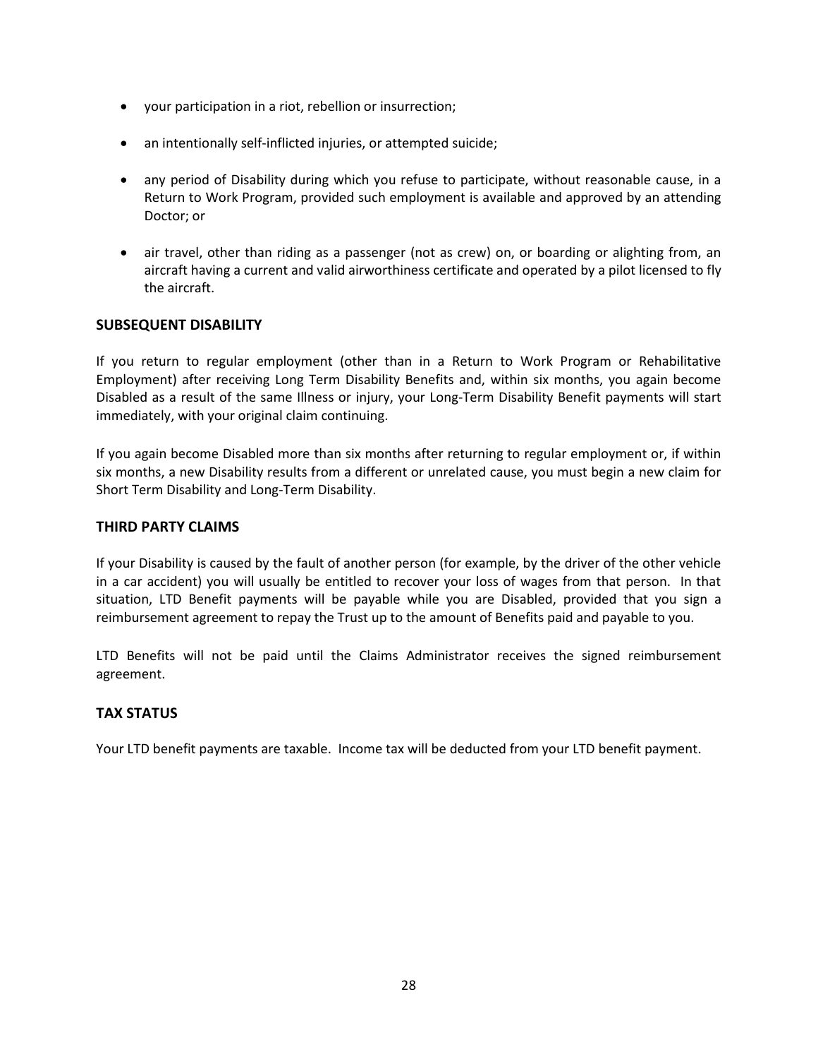- your participation in a riot, rebellion or insurrection;
- an intentionally self-inflicted injuries, or attempted suicide;
- any period of Disability during which you refuse to participate, without reasonable cause, in a Return to Work Program, provided such employment is available and approved by an attending Doctor; or
- air travel, other than riding as a passenger (not as crew) on, or boarding or alighting from, an aircraft having a current and valid airworthiness certificate and operated by a pilot licensed to fly the aircraft.

### SUBSEQUENT DISABILITY

If you return to regular employment (other than in a Return to Work Program or Rehabilitative Employment) after receiving Long Term Disability Benefits and, within six months, you again become Disabled as a result of the same Illness or injury, your Long-Term Disability Benefit payments will start immediately, with your original claim continuing.

If you again become Disabled more than six months after returning to regular employment or, if within six months, a new Disability results from a different or unrelated cause, you must begin a new claim for Short Term Disability and Long-Term Disability.

### THIRD PARTY CLAIMS

If your Disability is caused by the fault of another person (for example, by the driver of the other vehicle in a car accident) you will usually be entitled to recover your loss of wages from that person. In that situation, LTD Benefit payments will be payable while you are Disabled, provided that you sign a reimbursement agreement to repay the Trust up to the amount of Benefits paid and payable to you.

LTD Benefits will not be paid until the Claims Administrator receives the signed reimbursement agreement.

### TAX STATUS

Your LTD benefit payments are taxable. Income tax will be deducted from your LTD benefit payment.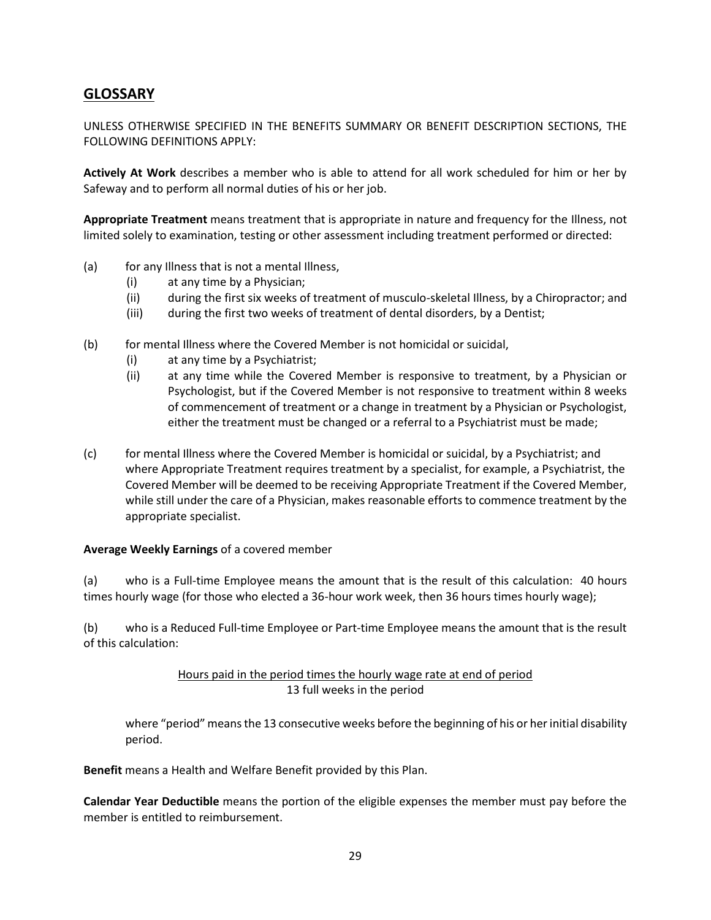## GLOSSARY

UNLESS OTHERWISE SPECIFIED IN THE BENEFITS SUMMARY OR BENEFIT DESCRIPTION SECTIONS, THE FOLLOWING DEFINITIONS APPLY:

**Actively At Work** describes a member who is able to attend for all work scheduled for him or her by Safeway and to perform all normal duties of his or her job.

**Appropriate Treatment** means treatment that is appropriate in nature and frequency for the Illness, not limited solely to examination, testing or other assessment including treatment performed or directed:

(a) for any Illness that is not a mental Illness,
  (i) at any time by a Physician;
  (ii) during the first six weeks of treatment of musculo-skeletal Illness, by a Chiropractor; and
  (iii) during the first two weeks of treatment of dental disorders, by a Dentist;

(b) for mental Illness where the Covered Member is not homicidal or suicidal,
  (i) at any time by a Psychiatrist;
  (ii) at any time while the Covered Member is responsive to treatment, by a Physician or Psychologist, but if the Covered Member is not responsive to treatment within 8 weeks of commencement of treatment or a change in treatment by a Physician or Psychologist, either the treatment must be changed or a referral to a Psychiatrist must be made;

(c) for mental Illness where the Covered Member is homicidal or suicidal, by a Psychiatrist; and where Appropriate Treatment requires treatment by a specialist, for example, a Psychiatrist, the Covered Member will be deemed to be receiving Appropriate Treatment if the Covered Member, while still under the care of a Physician, makes reasonable efforts to commence treatment by the appropriate specialist.

**Average Weekly Earnings** of a covered member

(a) who is a Full-time Employee means the amount that is the result of this calculation: 40 hours times hourly wage (for those who elected a 36-hour work week, then 36 hours times hourly wage);

(b) who is a Reduced Full-time Employee or Part-time Employee means the amount that is the result of this calculation:

$$\frac{\text{Hours paid in the period times the hourly wage rate at end of period}}{\text{13 full weeks in the period}}$$

where "period" means the 13 consecutive weeks before the beginning of his or her initial disability period.

**Benefit** means a Health and Welfare Benefit provided by this Plan.

**Calendar Year Deductible** means the portion of the eligible expenses the member must pay before the member is entitled to reimbursement.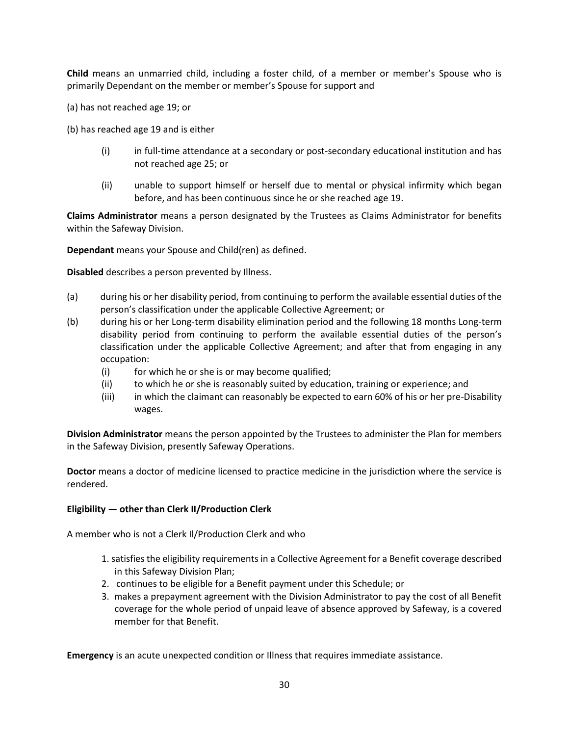**Child** means an unmarried child, including a foster child, of a member or member's Spouse who is primarily Dependant on the member or member's Spouse for support and

(a) has not reached age 19; or

(b) has reached age 19 and is either

(i) in full-time attendance at a secondary or post-secondary educational institution and has not reached age 25; or

(ii) unable to support himself or herself due to mental or physical infirmity which began before, and has been continuous since he or she reached age 19.

**Claims Administrator** means a person designated by the Trustees as Claims Administrator for benefits within the Safeway Division.

**Dependant** means your Spouse and Child(ren) as defined.

**Disabled** describes a person prevented by Illness.

(a) during his or her disability period, from continuing to perform the available essential duties of the person's classification under the applicable Collective Agreement; or

(b) during his or her Long-term disability elimination period and the following 18 months Long-term disability period from continuing to perform the available essential duties of the person's classification under the applicable Collective Agreement; and after that from engaging in any occupation:
   (i) for which he or she is or may become qualified;
   (ii) to which he or she is reasonably suited by education, training or experience; and
   (iii) in which the claimant can reasonably be expected to earn 60% of his or her pre-Disability wages.

**Division Administrator** means the person appointed by the Trustees to administer the Plan for members in the Safeway Division, presently Safeway Operations.

**Doctor** means a doctor of medicine licensed to practice medicine in the jurisdiction where the service is rendered.

**Eligibility — other than Clerk II/Production Clerk**

A member who is not a Clerk II/Production Clerk and who

1. satisfies the eligibility requirements in a Collective Agreement for a Benefit coverage described in this Safeway Division Plan;
2. continues to be eligible for a Benefit payment under this Schedule; or
3. makes a prepayment agreement with the Division Administrator to pay the cost of all Benefit coverage for the whole period of unpaid leave of absence approved by Safeway, is a covered member for that Benefit.

**Emergency** is an acute unexpected condition or Illness that requires immediate assistance.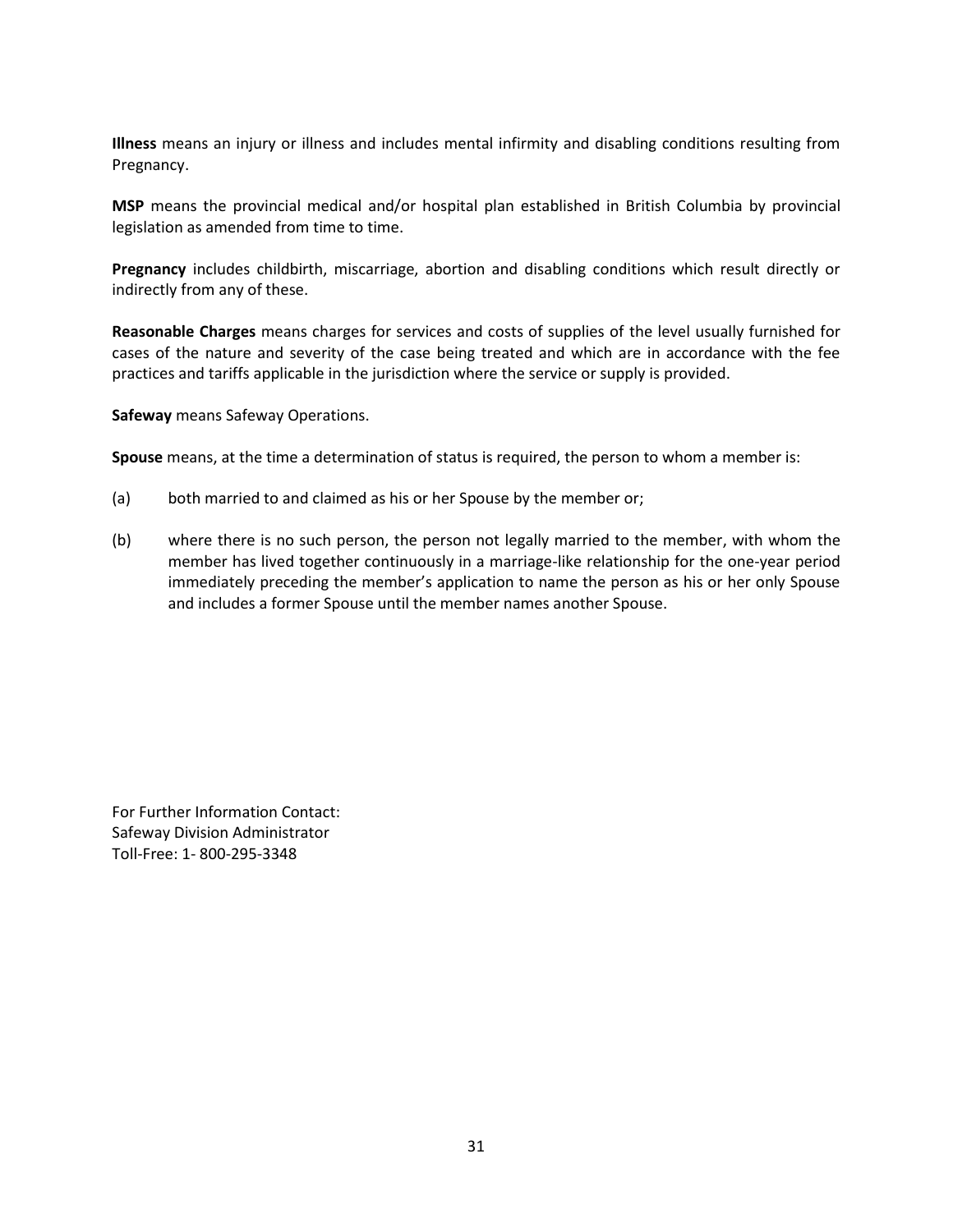**Illness** means an injury or illness and includes mental infirmity and disabling conditions resulting from Pregnancy.

**MSP** means the provincial medical and/or hospital plan established in British Columbia by provincial legislation as amended from time to time.

**Pregnancy** includes childbirth, miscarriage, abortion and disabling conditions which result directly or indirectly from any of these.

**Reasonable Charges** means charges for services and costs of supplies of the level usually furnished for cases of the nature and severity of the case being treated and which are in accordance with the fee practices and tariffs applicable in the jurisdiction where the service or supply is provided.

**Safeway** means Safeway Operations.

**Spouse** means, at the time a determination of status is required, the person to whom a member is:

(a) both married to and claimed as his or her Spouse by the member or;

(b) where there is no such person, the person not legally married to the member, with whom the member has lived together continuously in a marriage-like relationship for the one-year period immediately preceding the member's application to name the person as his or her only Spouse and includes a former Spouse until the member names another Spouse.

For Further Information Contact:
Safeway Division Administrator
Toll-Free: 1- 800-295-3348